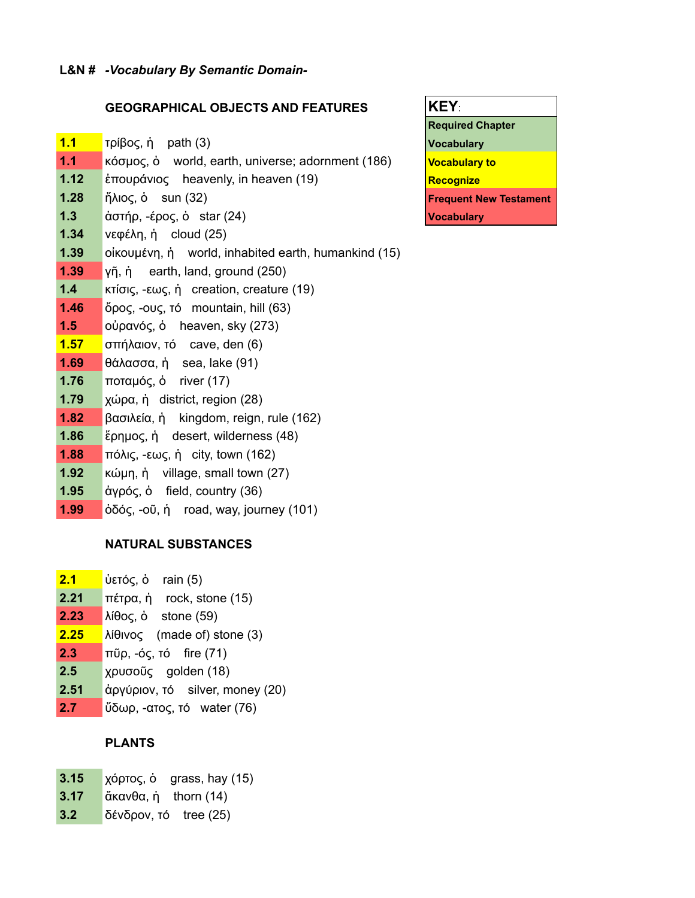**L&N #** ***-Vocabulary By Semantic Domain-***

**KEY:**

| KEY: |
|---|
| Required Chapter Vocabulary (green) |
| Vocabulary to Recognize (yellow) |
| Frequent New Testament Vocabulary (red) |

## GEOGRAPHICAL OBJECTS AND FEATURES

| L&N # | Vocabulary |
|---|---|
| **1.1** | τρίβος, ἡ path (3) |
| **1.1** | κόσμος, ὁ world, earth, universe; adornment (186) |
| **1.12** | ἐπουράνιος heavenly, in heaven (19) |
| **1.28** | ἥλιος, ὁ sun (32) |
| **1.3** | ἀστήρ, -έρος, ὁ star (24) |
| **1.34** | νεφέλη, ἡ cloud (25) |
| **1.39** | οἰκουμένη, ἡ world, inhabited earth, humankind (15) |
| **1.39** | γῆ, ἡ earth, land, ground (250) |
| **1.4** | κτίσις, -εως, ἡ creation, creature (19) |
| **1.46** | ὄρος, -ους, τό mountain, hill (63) |
| **1.5** | οὐρανός, ὁ heaven, sky (273) |
| **1.57** | σπήλαιον, τό cave, den (6) |
| **1.69** | θάλασσα, ἡ sea, lake (91) |
| **1.76** | ποταμός, ὁ river (17) |
| **1.79** | χώρα, ἡ district, region (28) |
| **1.82** | βασιλεία, ἡ kingdom, reign, rule (162) |
| **1.86** | ἔρημος, ἡ desert, wilderness (48) |
| **1.88** | πόλις, -εως, ἡ city, town (162) |
| **1.92** | κώμη, ἡ village, small town (27) |
| **1.95** | ἀγρός, ὁ field, country (36) |
| **1.99** | ὁδός, -οῦ, ἡ road, way, journey (101) |

## NATURAL SUBSTANCES

| L&N # | Vocabulary |
|---|---|
| **2.1** | ὑετός, ὁ rain (5) |
| **2.21** | πέτρα, ἡ rock, stone (15) |
| **2.23** | λίθος, ὁ stone (59) |
| **2.25** | λίθινος (made of) stone (3) |
| **2.3** | πῦρ, -ός, τό fire (71) |
| **2.5** | χρυσοῦς golden (18) |
| **2.51** | ἀργύριον, τό silver, money (20) |
| **2.7** | ὕδωρ, -ατος, τό water (76) |

## PLANTS

| L&N # | Vocabulary |
|---|---|
| **3.15** | χόρτος, ὁ grass, hay (15) |
| **3.17** | ἄκανθα, ἡ thorn (14) |
| **3.2** | δένδρον, τό tree (25) |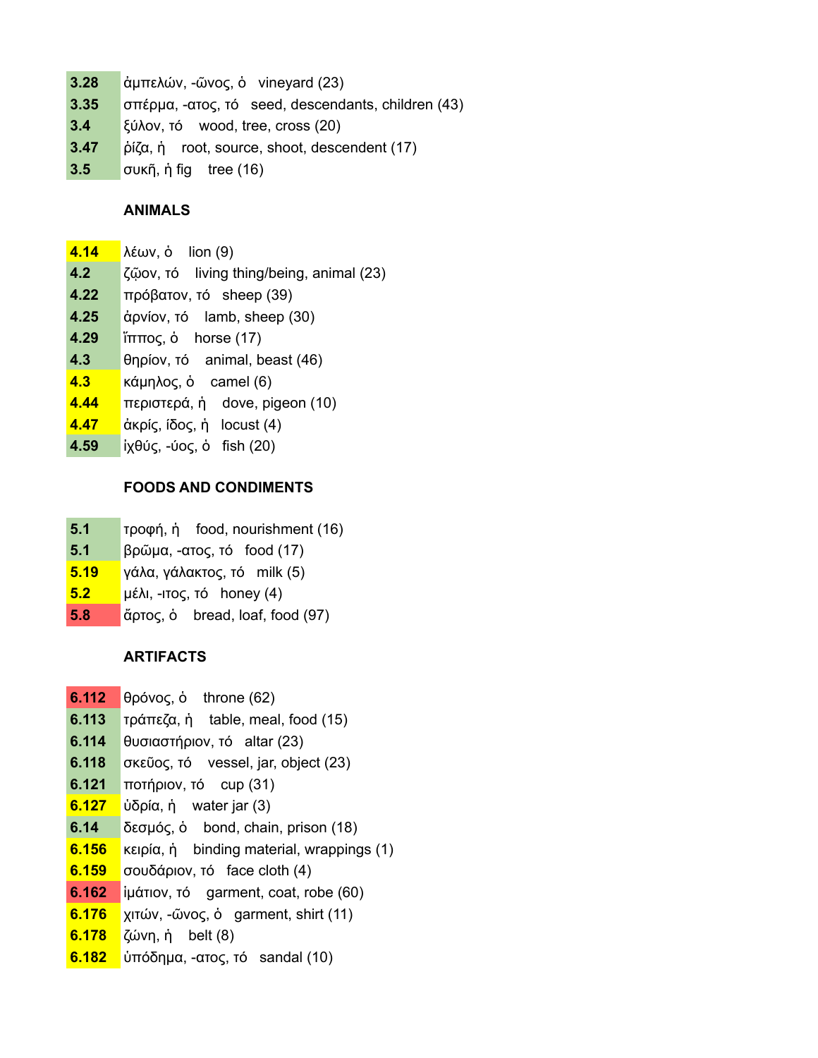| | |
|---|---|
| 3.28 | ἀμπελών, -ῶνος, ὁ vineyard (23) |
| 3.35 | σπέρμα, -ατος, τό seed, descendants, children (43) |
| 3.4 | ξύλον, τό wood, tree, cross (20) |
| 3.47 | ῥίζα, ἡ root, source, shoot, descendent (17) |
| 3.5 | συκῆ, ἡ fig tree (16) |

**ANIMALS**

| | |
|---|---|
| 4.14 | λέων, ὁ lion (9) |
| 4.2 | ζῷον, τό living thing/being, animal (23) |
| 4.22 | πρόβατον, τό sheep (39) |
| 4.25 | ἀρνίον, τό lamb, sheep (30) |
| 4.29 | ἵππος, ὁ horse (17) |
| 4.3 | θηρίον, τό animal, beast (46) |
| 4.3 | κάμηλος, ὁ camel (6) |
| 4.44 | περιστερά, ἡ dove, pigeon (10) |
| 4.47 | ἀκρίς, ίδος, ἡ locust (4) |
| 4.59 | ἰχθύς, -ύος, ὁ fish (20) |

**FOODS AND CONDIMENTS**

| | |
|---|---|
| 5.1 | τροφή, ἡ food, nourishment (16) |
| 5.1 | βρῶμα, -ατος, τό food (17) |
| 5.19 | γάλα, γάλακτος, τό milk (5) |
| 5.2 | μέλι, -ιτος, τό honey (4) |
| 5.8 | ἄρτος, ὁ bread, loaf, food (97) |

**ARTIFACTS**

| | |
|---|---|
| 6.112 | θρόνος, ὁ throne (62) |
| 6.113 | τράπεζα, ἡ table, meal, food (15) |
| 6.114 | θυσιαστήριον, τό altar (23) |
| 6.118 | σκεῦος, τό vessel, jar, object (23) |
| 6.121 | ποτήριον, τό cup (31) |
| 6.127 | ὑδρία, ἡ water jar (3) |
| 6.14 | δεσμός, ὁ bond, chain, prison (18) |
| 6.156 | κειρία, ἡ binding material, wrappings (1) |
| 6.159 | σουδάριον, τό face cloth (4) |
| 6.162 | ἱμάτιον, τό garment, coat, robe (60) |
| 6.176 | χιτών, -ῶνος, ὁ garment, shirt (11) |
| 6.178 | ζώνη, ἡ belt (8) |
| 6.182 | ὑπόδημα, -ατος, τό sandal (10) |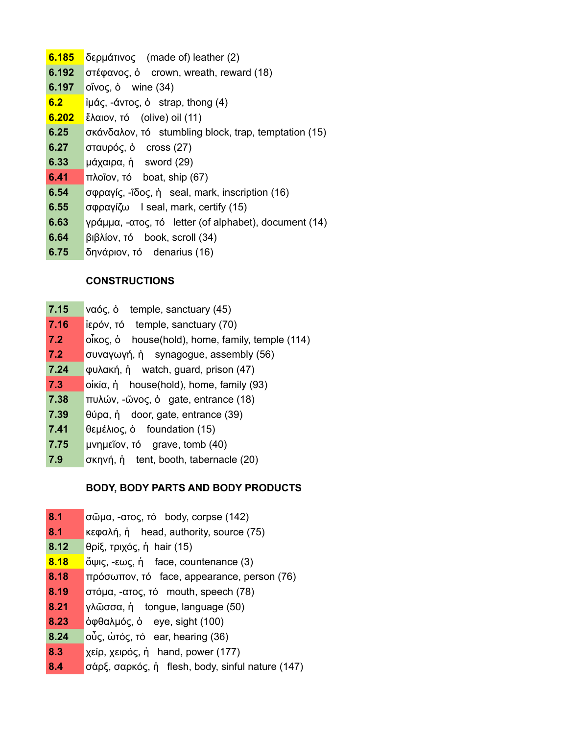| | |
|---|---|
| 6.185 | δερμάτινος (made of) leather (2) |
| 6.192 | στέφανος, ὁ crown, wreath, reward (18) |
| 6.197 | οἶνος, ὁ wine (34) |
| 6.2 | ἱμάς, -άντος, ὁ strap, thong (4) |
| 6.202 | ἔλαιον, τό (olive) oil (11) |
| 6.25 | σκάνδαλον, τό stumbling block, trap, temptation (15) |
| 6.27 | σταυρός, ὁ cross (27) |
| 6.33 | μάχαιρα, ἡ sword (29) |
| 6.41 | πλοῖον, τό boat, ship (67) |
| 6.54 | σφραγίς, -ῖδος, ἡ seal, mark, inscription (16) |
| 6.55 | σφραγίζω I seal, mark, certify (15) |
| 6.63 | γράμμα, -ατος, τό letter (of alphabet), document (14) |
| 6.64 | βιβλίον, τό book, scroll (34) |
| 6.75 | δηνάριον, τό denarius (16) |

**CONSTRUCTIONS**

| | |
|---|---|
| 7.15 | ναός, ὁ temple, sanctuary (45) |
| 7.16 | ἱερόν, τό temple, sanctuary (70) |
| 7.2 | οἶκος, ὁ house(hold), home, family, temple (114) |
| 7.2 | συναγωγή, ἡ synagogue, assembly (56) |
| 7.24 | φυλακή, ἡ watch, guard, prison (47) |
| 7.3 | οἰκία, ἡ house(hold), home, family (93) |
| 7.38 | πυλών, -ῶνος, ὁ gate, entrance (18) |
| 7.39 | θύρα, ἡ door, gate, entrance (39) |
| 7.41 | θεμέλιος, ὁ foundation (15) |
| 7.75 | μνημεῖον, τό grave, tomb (40) |
| 7.9 | σκηνή, ἡ tent, booth, tabernacle (20) |

**BODY, BODY PARTS AND BODY PRODUCTS**

| | |
|---|---|
| 8.1 | σῶμα, -ατος, τό body, corpse (142) |
| 8.1 | κεφαλή, ἡ head, authority, source (75) |
| 8.12 | θρίξ, τριχός, ἡ hair (15) |
| 8.18 | ὄψις, -εως, ἡ face, countenance (3) |
| 8.18 | πρόσωπον, τό face, appearance, person (76) |
| 8.19 | στόμα, -ατος, τό mouth, speech (78) |
| 8.21 | γλῶσσα, ἡ tongue, language (50) |
| 8.23 | ὀφθαλμός, ὁ eye, sight (100) |
| 8.24 | οὖς, ὠτός, τό ear, hearing (36) |
| 8.3 | χείρ, χειρός, ἡ hand, power (177) |
| 8.4 | σάρξ, σαρκός, ἡ flesh, body, sinful nature (147) |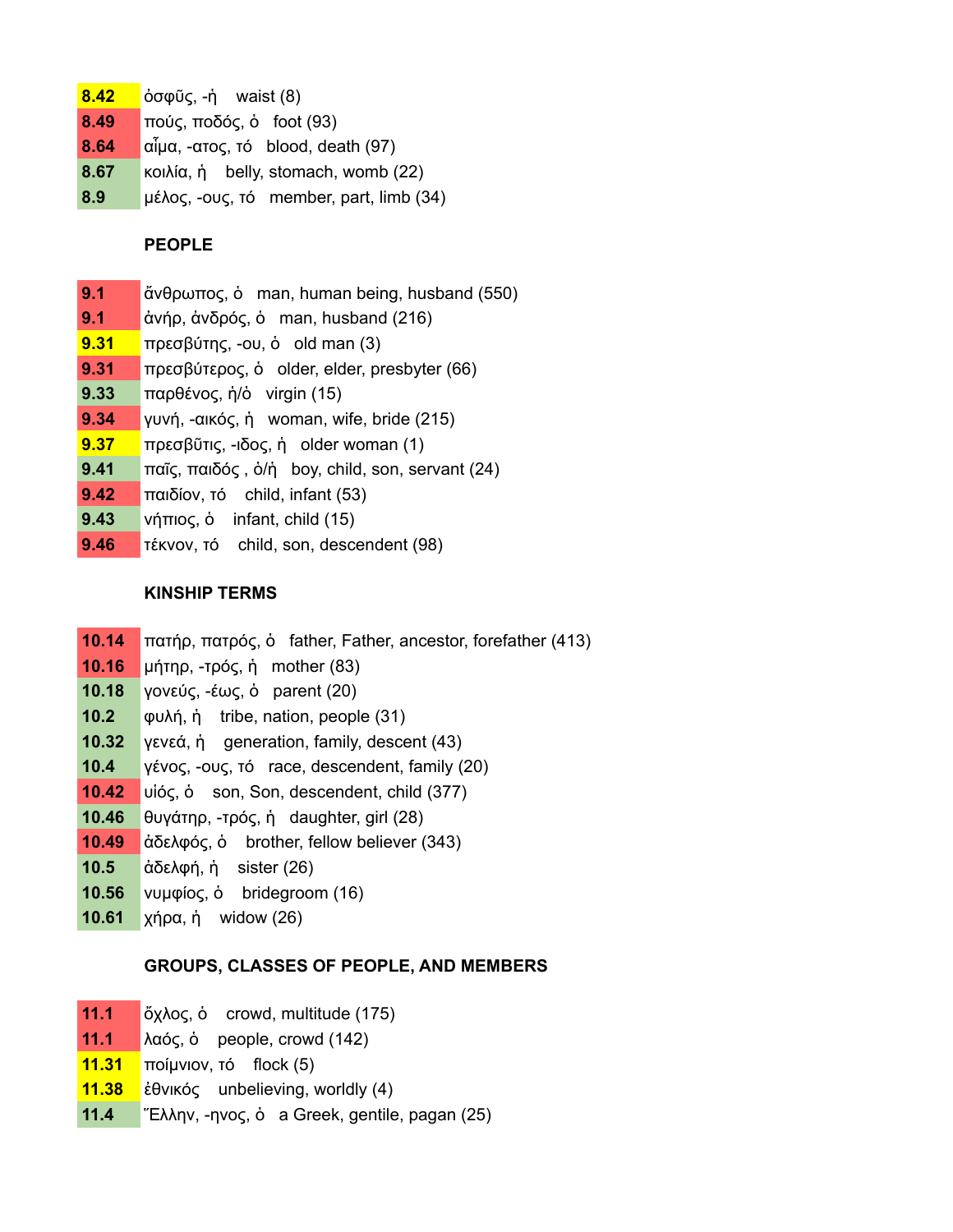| | |
|---|---|
| **8.42** | ὀσφῦς, -ή   waist (8) |
| **8.49** | πούς, ποδός, ὁ   foot (93) |
| **8.64** | αἷμα, -ατος, τό   blood, death (97) |
| **8.67** | κοιλία, ἡ   belly, stomach, womb (22) |
| **8.9** | μέλος, -ους, τό   member, part, limb (34) |

**PEOPLE**

| | |
|---|---|
| **9.1** | ἄνθρωπος, ὁ   man, human being, husband (550) |
| **9.1** | ἀνήρ, ἀνδρός, ὁ   man, husband (216) |
| **9.31** | πρεσβύτης, -ου, ὁ   old man (3) |
| **9.31** | πρεσβύτερος, ὁ   older, elder, presbyter (66) |
| **9.33** | παρθένος, ἡ/ὁ   virgin (15) |
| **9.34** | γυνή, -αικός, ἡ   woman, wife, bride (215) |
| **9.37** | πρεσβῦτις, -ιδος, ἡ   older woman (1) |
| **9.41** | παῖς, παιδός , ὁ/ἡ   boy, child, son, servant (24) |
| **9.42** | παιδίον, τό   child, infant (53) |
| **9.43** | νήπιος, ὁ   infant, child (15) |
| **9.46** | τέκνον, τό   child, son, descendent (98) |

**KINSHIP TERMS**

| | |
|---|---|
| **10.14** | πατήρ, πατρός, ὁ   father, Father, ancestor, forefather (413) |
| **10.16** | μήτηρ, -τρός, ἡ   mother (83) |
| **10.18** | γονεύς, -έως, ὁ   parent (20) |
| **10.2** | φυλή, ἡ   tribe, nation, people (31) |
| **10.32** | γενεά, ἡ   generation, family, descent (43) |
| **10.4** | γένος, -ους, τό   race, descendent, family (20) |
| **10.42** | υἱός, ὁ   son, Son, descendent, child (377) |
| **10.46** | θυγάτηρ, -τρός, ἡ   daughter, girl (28) |
| **10.49** | ἀδελφός, ὁ   brother, fellow believer (343) |
| **10.5** | ἀδελφή, ἡ   sister (26) |
| **10.56** | νυμφίος, ὁ   bridegroom (16) |
| **10.61** | χήρα, ἡ   widow (26) |

**GROUPS, CLASSES OF PEOPLE, AND MEMBERS**

| | |
|---|---|
| **11.1** | ὄχλος, ὁ   crowd, multitude (175) |
| **11.1** | λαός, ὁ   people, crowd (142) |
| **11.31** | ποίμνιον, τό   flock (5) |
| **11.38** | ἐθνικός   unbelieving, worldly (4) |
| **11.4** | Ἕλλην, -ηνος, ὁ   a Greek, gentile, pagan (25) |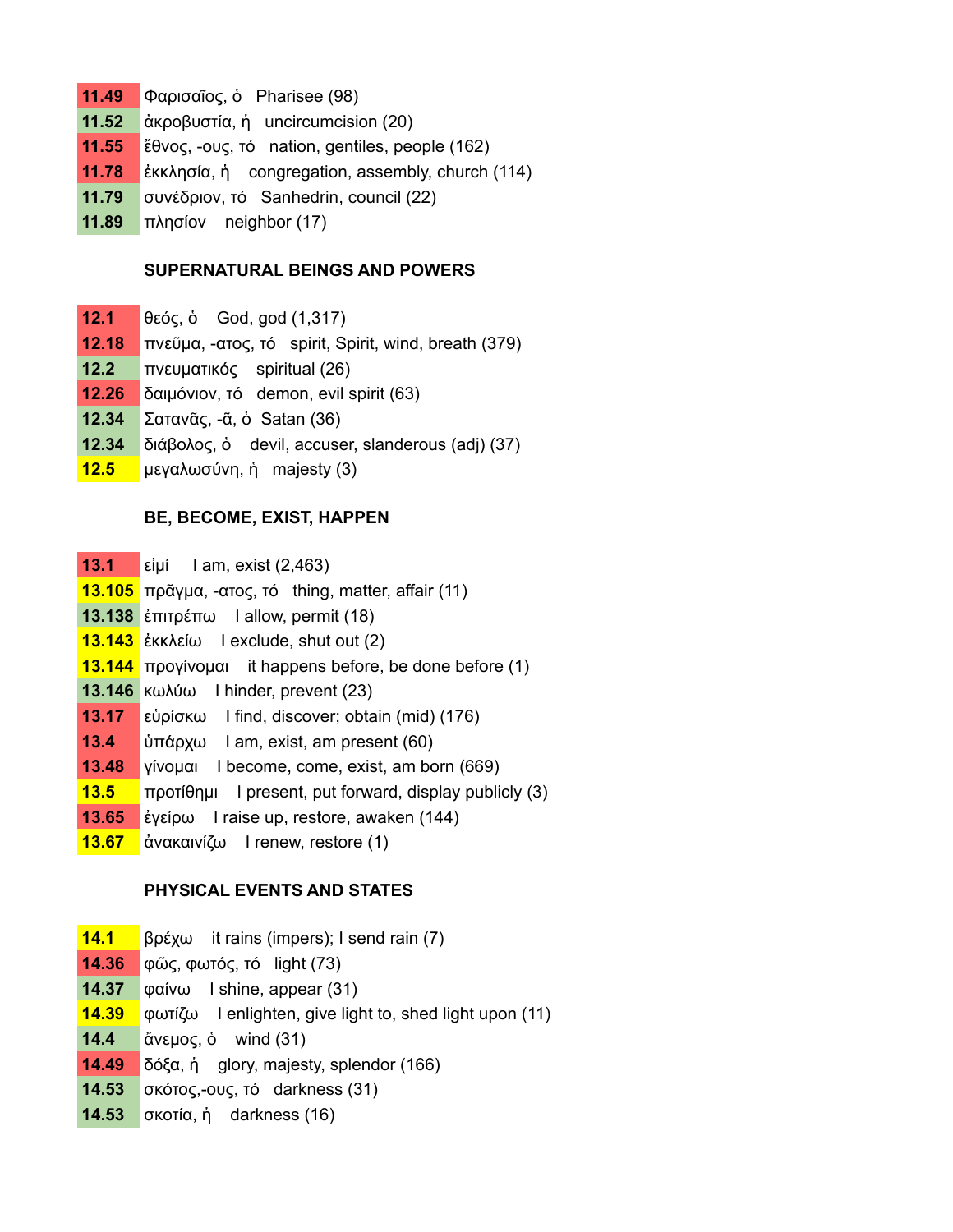| | |
|---|---|
| 11.49 | Φαρισαῖος, ὁ   Pharisee (98) |
| 11.52 | ἀκροβυστία, ἡ   uncircumcision (20) |
| 11.55 | ἔθνος, -ους, τό   nation, gentiles, people (162) |
| 11.78 | ἐκκλησία, ἡ   congregation, assembly, church (114) |
| 11.79 | συνέδριον, τό   Sanhedrin, council (22) |
| 11.89 | πλησίον   neighbor (17) |

**SUPERNATURAL BEINGS AND POWERS**

| | |
|---|---|
| 12.1 | θεός, ὁ   God, god (1,317) |
| 12.18 | πνεῦμα, -ατος, τό   spirit, Spirit, wind, breath (379) |
| 12.2 | πνευματικός   spiritual (26) |
| 12.26 | δαιμόνιον, τό   demon, evil spirit (63) |
| 12.34 | Σατανᾶς, -ᾶ, ὁ   Satan (36) |
| 12.34 | διάβολος, ὁ   devil, accuser, slanderous (adj) (37) |
| 12.5 | μεγαλωσύνη, ἡ   majesty (3) |

**BE, BECOME, EXIST, HAPPEN**

| | |
|---|---|
| 13.1 | εἰμί   I am, exist (2,463) |
| 13.105 | πρᾶγμα, -ατος, τό   thing, matter, affair (11) |
| 13.138 | ἐπιτρέπω   I allow, permit (18) |
| 13.143 | ἐκκλείω   I exclude, shut out (2) |
| 13.144 | προγίνομαι   it happens before, be done before (1) |
| 13.146 | κωλύω   I hinder, prevent (23) |
| 13.17 | εὑρίσκω   I find, discover; obtain (mid) (176) |
| 13.4 | ὑπάρχω   I am, exist, am present (60) |
| 13.48 | γίνομαι   I become, come, exist, am born (669) |
| 13.5 | προτίθημι   I present, put forward, display publicly (3) |
| 13.65 | ἐγείρω   I raise up, restore, awaken (144) |
| 13.67 | ἀνακαινίζω   I renew, restore (1) |

**PHYSICAL EVENTS AND STATES**

| | |
|---|---|
| 14.1 | βρέχω   it rains (impers); I send rain (7) |
| 14.36 | φῶς, φωτός, τό   light (73) |
| 14.37 | φαίνω   I shine, appear (31) |
| 14.39 | φωτίζω   I enlighten, give light to, shed light upon (11) |
| 14.4 | ἄνεμος, ὁ   wind (31) |
| 14.49 | δόξα, ἡ   glory, majesty, splendor (166) |
| 14.53 | σκότος,-ους, τό   darkness (31) |
| 14.53 | σκοτία, ἡ   darkness (16) |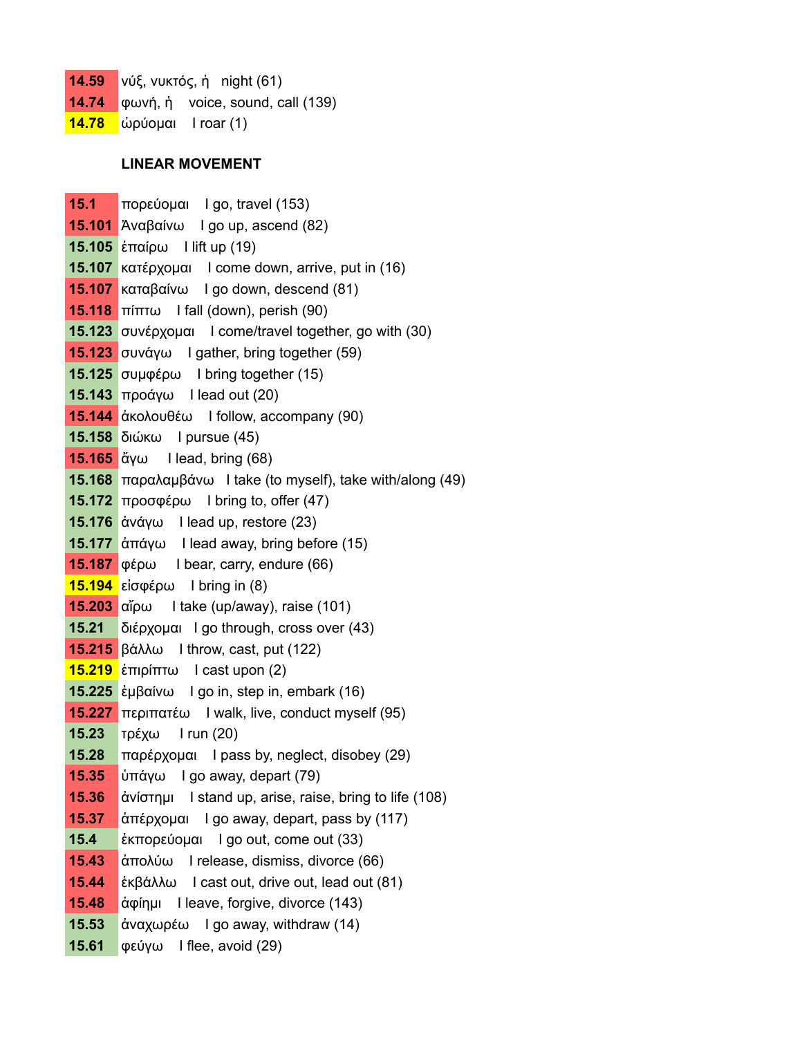14.59 νύξ, νυκτός, ἡ   night (61)
14.74 φωνή, ἡ   voice, sound, call (139)
14.78 ὠρύομαι   I roar (1)

**LINEAR MOVEMENT**

15.1 πορεύομαι   I go, travel (153)
15.101 Ἀναβαίνω   I go up, ascend (82)
15.105 ἐπαίρω   I lift up (19)
15.107 κατέρχομαι   I come down, arrive, put in (16)
15.107 καταβαίνω   I go down, descend (81)
15.118 πίπτω   I fall (down), perish (90)
15.123 συνέρχομαι   I come/travel together, go with (30)
15.123 συνάγω   I gather, bring together (59)
15.125 συμφέρω   I bring together (15)
15.143 προάγω   I lead out (20)
15.144 ἀκολουθέω   I follow, accompany (90)
15.158 διώκω   I pursue (45)
15.165 ἄγω   I lead, bring (68)
15.168 παραλαμβάνω   I take (to myself), take with/along (49)
15.172 προσφέρω   I bring to, offer (47)
15.176 ἀνάγω   I lead up, restore (23)
15.177 ἀπάγω   I lead away, bring before (15)
15.187 φέρω   I bear, carry, endure (66)
15.194 εἰσφέρω   I bring in (8)
15.203 αἴρω   I take (up/away), raise (101)
15.21 διέρχομαι   I go through, cross over (43)
15.215 βάλλω   I throw, cast, put (122)
15.219 ἐπιρίπτω   I cast upon (2)
15.225 ἐμβαίνω   I go in, step in, embark (16)
15.227 περιπατέω   I walk, live, conduct myself (95)
15.23 τρέχω   I run (20)
15.28 παρέρχομαι   I pass by, neglect, disobey (29)
15.35 ὑπάγω   I go away, depart (79)
15.36 ἀνίστημι   I stand up, arise, raise, bring to life (108)
15.37 ἀπέρχομαι   I go away, depart, pass by (117)
15.4 ἐκπορεύομαι   I go out, come out (33)
15.43 ἀπολύω   I release, dismiss, divorce (66)
15.44 ἐκβάλλω   I cast out, drive out, lead out (81)
15.48 ἀφίημι   I leave, forgive, divorce (143)
15.53 ἀναχωρέω   I go away, withdraw (14)
15.61 φεύγω   I flee, avoid (29)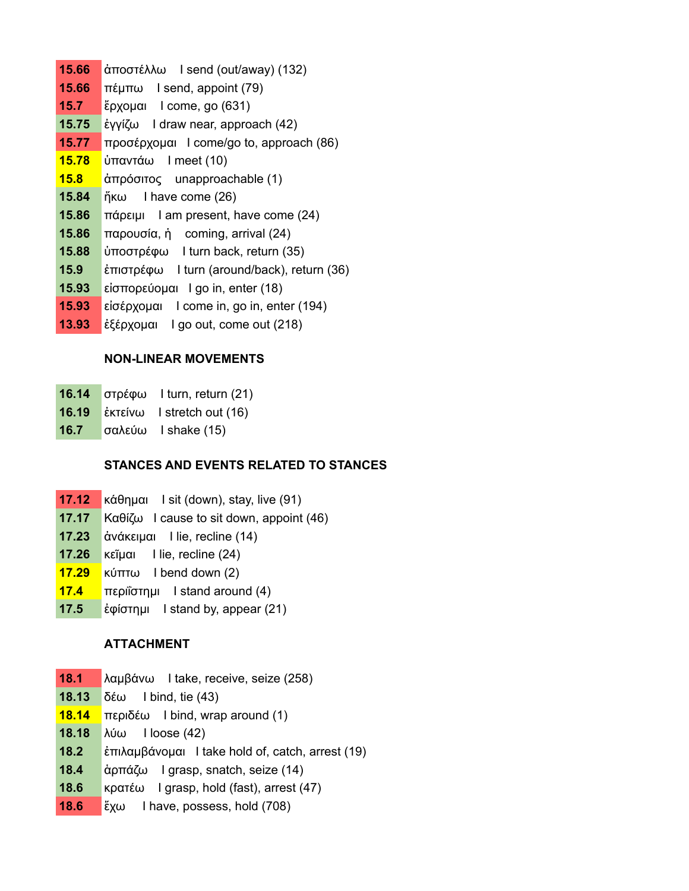| | | |
|---|---|---|
| 15.66 | ἀποστέλλω | I send (out/away) (132) |
| 15.66 | πέμπω | I send, appoint (79) |
| 15.7 | ἔρχομαι | I come, go (631) |
| 15.75 | ἐγγίζω | I draw near, approach (42) |
| 15.77 | προσέρχομαι | I come/go to, approach (86) |
| 15.78 | ὑπαντάω | I meet (10) |
| 15.8 | ἀπρόσιτος | unapproachable (1) |
| 15.84 | ἥκω | I have come (26) |
| 15.86 | πάρειμι | I am present, have come (24) |
| 15.86 | παρουσία, ἡ | coming, arrival (24) |
| 15.88 | ὑποστρέφω | I turn back, return (35) |
| 15.9 | ἐπιστρέφω | I turn (around/back), return (36) |
| 15.93 | εἰσπορεύομαι | I go in, enter (18) |
| 15.93 | εἰσέρχομαι | I come in, go in, enter (194) |
| 13.93 | ἐξέρχομαι | I go out, come out (218) |

**NON-LINEAR MOVEMENTS**

| | | |
|---|---|---|
| 16.14 | στρέφω | I turn, return (21) |
| 16.19 | ἐκτείνω | I stretch out (16) |
| 16.7 | σαλεύω | I shake (15) |

**STANCES AND EVENTS RELATED TO STANCES**

| | | |
|---|---|---|
| 17.12 | κάθημαι | I sit (down), stay, live (91) |
| 17.17 | Καθίζω | I cause to sit down, appoint (46) |
| 17.23 | ἀνάκειμαι | I lie, recline (14) |
| 17.26 | κεῖμαι | I lie, recline (24) |
| 17.29 | κύπτω | I bend down (2) |
| 17.4 | περιΐστημι | I stand around (4) |
| 17.5 | ἐφίστημι | I stand by, appear (21) |

**ATTACHMENT**

| | | |
|---|---|---|
| 18.1 | λαμβάνω | I take, receive, seize (258) |
| 18.13 | δέω | I bind, tie (43) |
| 18.14 | περιδέω | I bind, wrap around (1) |
| 18.18 | λύω | I loose (42) |
| 18.2 | ἐπιλαμβάνομαι | I take hold of, catch, arrest (19) |
| 18.4 | ἁρπάζω | I grasp, snatch, seize (14) |
| 18.6 | κρατέω | I grasp, hold (fast), arrest (47) |
| 18.6 | ἔχω | I have, possess, hold (708) |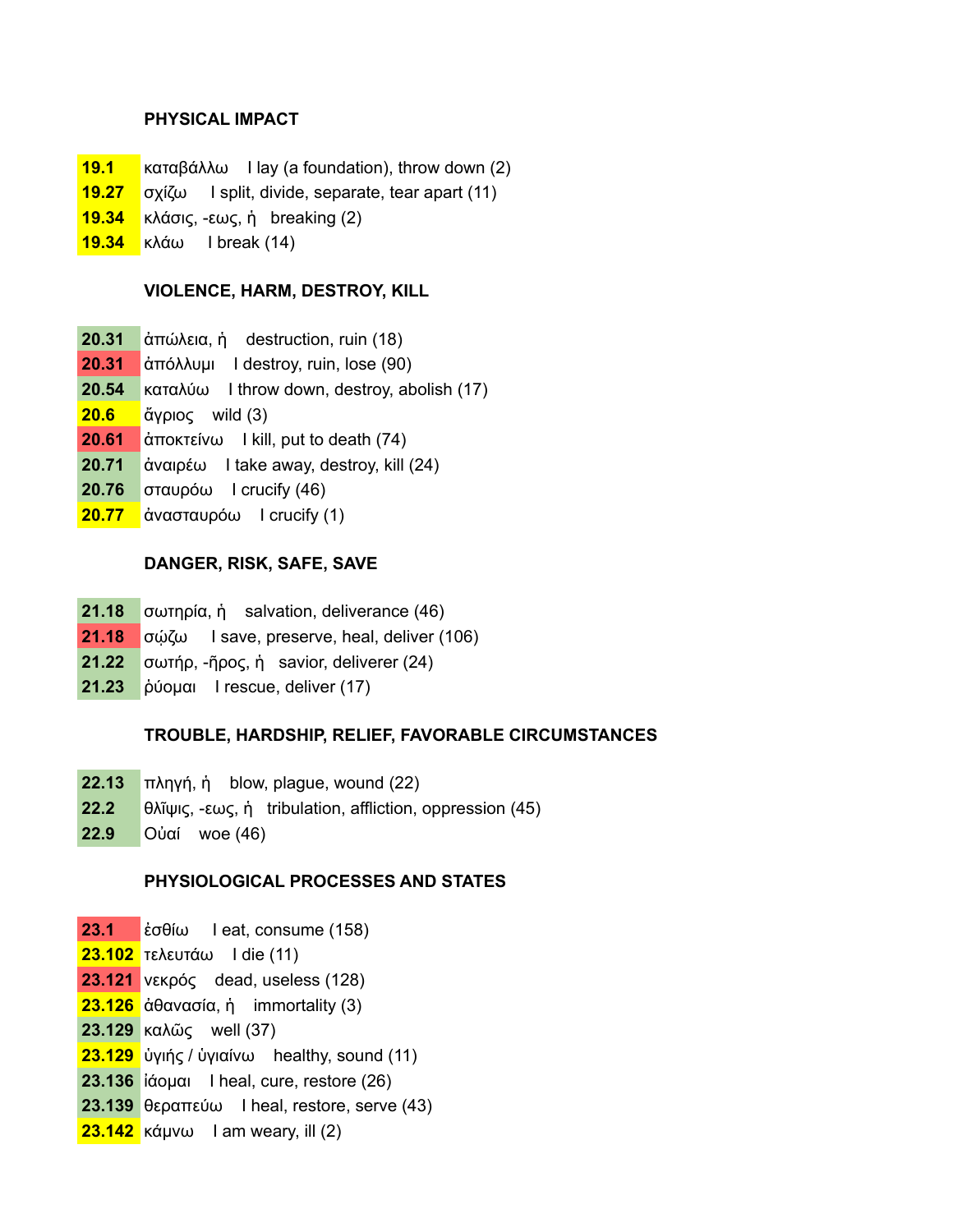### PHYSICAL IMPACT

| | |
|---|---|
| 19.1 | καταβάλλω I lay (a foundation), throw down (2) |
| 19.27 | σχίζω I split, divide, separate, tear apart (11) |
| 19.34 | κλάσις, -εως, ἡ breaking (2) |
| 19.34 | κλάω I break (14) |

### VIOLENCE, HARM, DESTROY, KILL

| | |
|---|---|
| 20.31 | ἀπώλεια, ἡ destruction, ruin (18) |
| 20.31 | ἀπόλλυμι I destroy, ruin, lose (90) |
| 20.54 | καταλύω I throw down, destroy, abolish (17) |
| 20.6 | ἄγριος wild (3) |
| 20.61 | ἀποκτείνω I kill, put to death (74) |
| 20.71 | ἀναιρέω I take away, destroy, kill (24) |
| 20.76 | σταυρόω I crucify (46) |
| 20.77 | ἀνασταυρόω I crucify (1) |

### DANGER, RISK, SAFE, SAVE

| | |
|---|---|
| 21.18 | σωτηρία, ἡ salvation, deliverance (46) |
| 21.18 | σῴζω I save, preserve, heal, deliver (106) |
| 21.22 | σωτήρ, -ῆρος, ἡ savior, deliverer (24) |
| 21.23 | ῥύομαι I rescue, deliver (17) |

### TROUBLE, HARDSHIP, RELIEF, FAVORABLE CIRCUMSTANCES

| | |
|---|---|
| 22.13 | πληγή, ἡ blow, plague, wound (22) |
| 22.2 | θλῖψις, -εως, ἡ tribulation, affliction, oppression (45) |
| 22.9 | Οὐαί woe (46) |

### PHYSIOLOGICAL PROCESSES AND STATES

| | |
|---|---|
| 23.1 | ἐσθίω I eat, consume (158) |
| 23.102 | τελευτάω I die (11) |
| 23.121 | νεκρός dead, useless (128) |
| 23.126 | ἀθανασία, ἡ immortality (3) |
| 23.129 | καλῶς well (37) |
| 23.129 | ὑγιής / ὑγιαίνω healthy, sound (11) |
| 23.136 | ἰάομαι I heal, cure, restore (26) |
| 23.139 | θεραπεύω I heal, restore, serve (43) |
| 23.142 | κάμνω I am weary, ill (2) |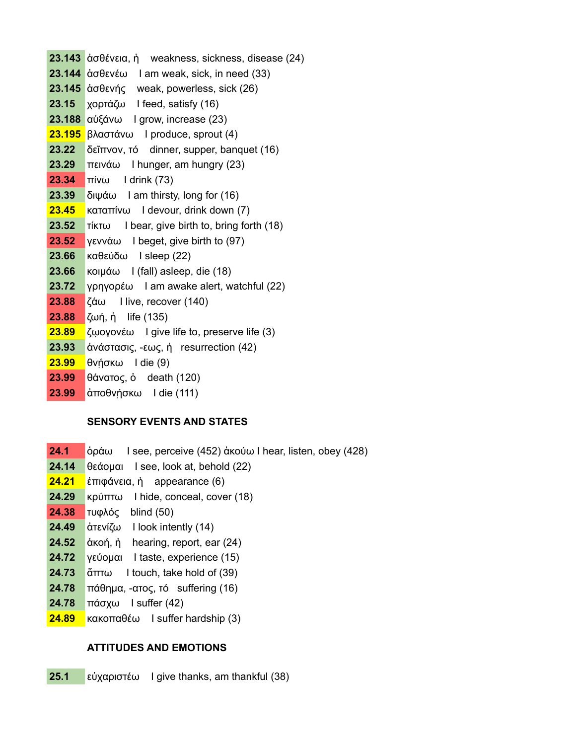| | |
|---|---|
| 23.143 | ἀσθένεια, ἡ weakness, sickness, disease (24) |
| 23.144 | ἀσθενέω I am weak, sick, in need (33) |
| 23.145 | ἀσθενής weak, powerless, sick (26) |
| 23.15 | χορτάζω I feed, satisfy (16) |
| 23.188 | αὐξάνω I grow, increase (23) |
| 23.195 | βλαστάνω I produce, sprout (4) |
| 23.22 | δεῖπνον, τό dinner, supper, banquet (16) |
| 23.29 | πεινάω I hunger, am hungry (23) |
| 23.34 | πίνω I drink (73) |
| 23.39 | διψάω I am thirsty, long for (16) |
| 23.45 | καταπίνω I devour, drink down (7) |
| 23.52 | τίκτω I bear, give birth to, bring forth (18) |
| 23.52 | γεννάω I beget, give birth to (97) |
| 23.66 | καθεύδω I sleep (22) |
| 23.66 | κοιμάω I (fall) asleep, die (18) |
| 23.72 | γρηγορέω I am awake alert, watchful (22) |
| 23.88 | ζάω I live, recover (140) |
| 23.88 | ζωή, ἡ life (135) |
| 23.89 | ζῳογονέω I give life to, preserve life (3) |
| 23.93 | ἀνάστασις, -εως, ἡ resurrection (42) |
| 23.99 | θνῄσκω I die (9) |
| 23.99 | θάνατος, ὁ death (120) |
| 23.99 | ἀποθνῄσκω I die (111) |

**SENSORY EVENTS AND STATES**

| | |
|---|---|
| 24.1 | ὁράω I see, perceive (452) ἀκούω I hear, listen, obey (428) |
| 24.14 | θεάομαι I see, look at, behold (22) |
| 24.21 | ἐπιφάνεια, ἡ appearance (6) |
| 24.29 | κρύπτω I hide, conceal, cover (18) |
| 24.38 | τυφλός blind (50) |
| 24.49 | ἀτενίζω I look intently (14) |
| 24.52 | ἀκοή, ἡ hearing, report, ear (24) |
| 24.72 | γεύομαι I taste, experience (15) |
| 24.73 | ἅπτω I touch, take hold of (39) |
| 24.78 | πάθημα, -ατος, τό suffering (16) |
| 24.78 | πάσχω I suffer (42) |
| 24.89 | κακοπαθέω I suffer hardship (3) |

**ATTITUDES AND EMOTIONS**

| | |
|---|---|
| 25.1 | εὐχαριστέω I give thanks, am thankful (38) |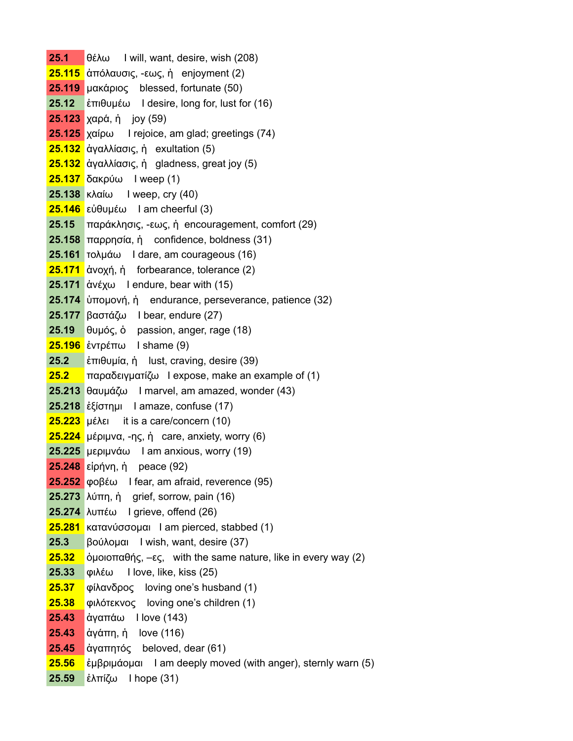| | | |
|---|---|---|
| 25.1 | θέλω | I will, want, desire, wish (208) |
| 25.115 | ἀπόλαυσις, -εως, ἡ | enjoyment (2) |
| 25.119 | μακάριος | blessed, fortunate (50) |
| 25.12 | ἐπιθυμέω | I desire, long for, lust for (16) |
| 25.123 | χαρά, ἡ | joy (59) |
| 25.125 | χαίρω | I rejoice, am glad; greetings (74) |
| 25.132 | ἀγαλλίασις, ἡ | exultation (5) |
| 25.132 | ἀγαλλίασις, ἡ | gladness, great joy (5) |
| 25.137 | δακρύω | I weep (1) |
| 25.138 | κλαίω | I weep, cry (40) |
| 25.146 | εὐθυμέω | I am cheerful (3) |
| 25.15 | παράκλησις, -εως, ἡ | encouragement, comfort (29) |
| 25.158 | παρρησία, ἡ | confidence, boldness (31) |
| 25.161 | τολμάω | I dare, am courageous (16) |
| 25.171 | ἀνοχή, ἡ | forbearance, tolerance (2) |
| 25.171 | ἀνέχω | I endure, bear with (15) |
| 25.174 | ὑπομονή, ἡ | endurance, perseverance, patience (32) |
| 25.177 | βαστάζω | I bear, endure (27) |
| 25.19 | θυμός, ὁ | passion, anger, rage (18) |
| 25.196 | ἐντρέπω | I shame (9) |
| 25.2 | ἐπιθυμία, ἡ | lust, craving, desire (39) |
| 25.2 | παραδειγματίζω | I expose, make an example of (1) |
| 25.213 | θαυμάζω | I marvel, am amazed, wonder (43) |
| 25.218 | ἐξίστημι | I amaze, confuse (17) |
| 25.223 | μέλει | it is a care/concern (10) |
| 25.224 | μέριμνα, -ης, ἡ | care, anxiety, worry (6) |
| 25.225 | μεριμνάω | I am anxious, worry (19) |
| 25.248 | εἰρήνη, ἡ | peace (92) |
| 25.252 | φοβέω | I fear, am afraid, reverence (95) |
| 25.273 | λύπη, ἡ | grief, sorrow, pain (16) |
| 25.274 | λυπέω | I grieve, offend (26) |
| 25.281 | κατανύσσομαι | I am pierced, stabbed (1) |
| 25.3 | βούλομαι | I wish, want, desire (37) |
| 25.32 | ὁμοιοπαθής, –ες, | with the same nature, like in every way (2) |
| 25.33 | φιλέω | I love, like, kiss (25) |
| 25.37 | φίλανδρος | loving one's husband (1) |
| 25.38 | φιλότεκνος | loving one's children (1) |
| 25.43 | ἀγαπάω | I love (143) |
| 25.43 | ἀγάπη, ἡ | love (116) |
| 25.45 | ἀγαπητός | beloved, dear (61) |
| 25.56 | ἐμβριμάομαι | I am deeply moved (with anger), sternly warn (5) |
| 25.59 | ἐλπίζω | I hope (31) |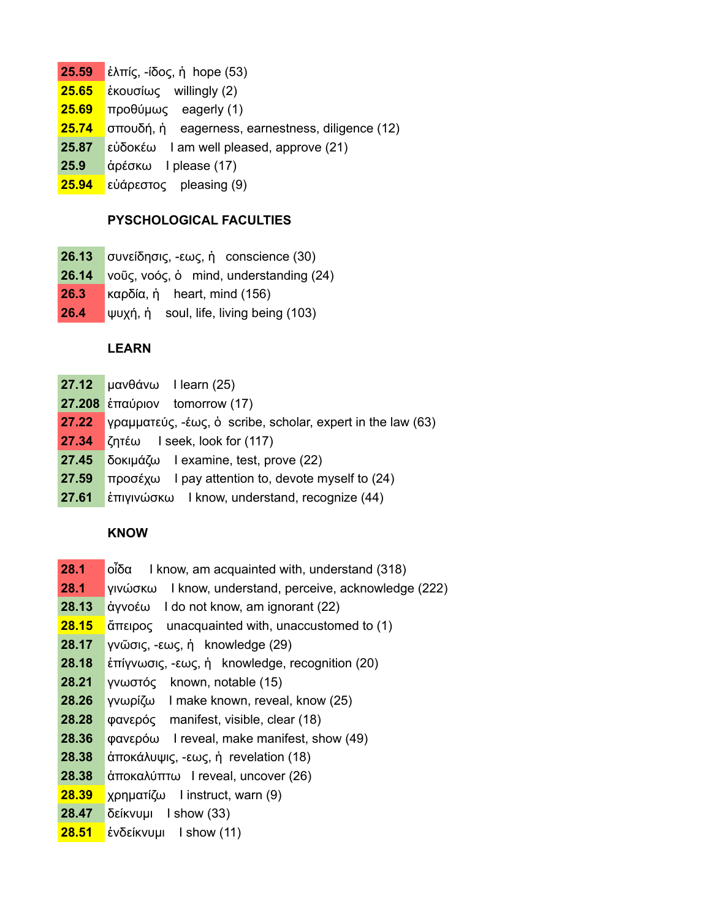| | |
|---|---|
| **25.59** | ἐλπίς, -ίδος, ἡ hope (53) |
| **25.65** | ἑκουσίως willingly (2) |
| **25.69** | προθύμως eagerly (1) |
| **25.74** | σπουδή, ἡ eagerness, earnestness, diligence (12) |
| **25.87** | εὐδοκέω I am well pleased, approve (21) |
| **25.9** | ἀρέσκω I please (17) |
| **25.94** | εὐάρεστος pleasing (9) |

**PYSCHOLOGICAL FACULTIES**

| | |
|---|---|
| **26.13** | συνείδησις, -εως, ἡ conscience (30) |
| **26.14** | νοῦς, νοός, ὁ mind, understanding (24) |
| **26.3** | καρδία, ἡ heart, mind (156) |
| **26.4** | ψυχή, ἡ soul, life, living being (103) |

**LEARN**

| | |
|---|---|
| **27.12** | μανθάνω I learn (25) |
| **27.208** | ἐπαύριον tomorrow (17) |
| **27.22** | γραμματεύς, -έως, ὁ scribe, scholar, expert in the law (63) |
| **27.34** | ζητέω I seek, look for (117) |
| **27.45** | δοκιμάζω I examine, test, prove (22) |
| **27.59** | προσέχω I pay attention to, devote myself to (24) |
| **27.61** | ἐπιγινώσκω I know, understand, recognize (44) |

**KNOW**

| | |
|---|---|
| **28.1** | οἶδα I know, am acquainted with, understand (318) |
| **28.1** | γινώσκω I know, understand, perceive, acknowledge (222) |
| **28.13** | ἀγνοέω I do not know, am ignorant (22) |
| **28.15** | ἄπειρος unacquainted with, unaccustomed to (1) |
| **28.17** | γνῶσις, -εως, ἡ knowledge (29) |
| **28.18** | ἐπίγνωσις, -εως, ἡ knowledge, recognition (20) |
| **28.21** | γνωστός known, notable (15) |
| **28.26** | γνωρίζω I make known, reveal, know (25) |
| **28.28** | φανερός manifest, visible, clear (18) |
| **28.36** | φανερόω I reveal, make manifest, show (49) |
| **28.38** | ἀποκάλυψις, -εως, ἡ revelation (18) |
| **28.38** | ἀποκαλύπτω I reveal, uncover (26) |
| **28.39** | χρηματίζω I instruct, warn (9) |
| **28.47** | δείκνυμι I show (33) |
| **28.51** | ἐνδείκνυμι I show (11) |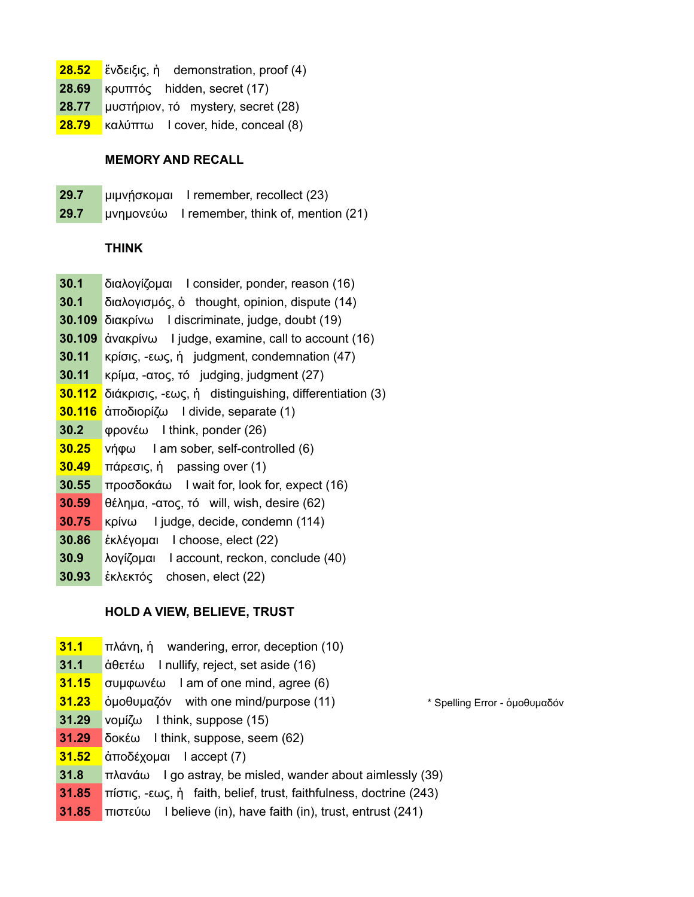| | |
|---|---|
| **28.52** | ἔνδειξις, ἡ demonstration, proof (4) |
| **28.69** | κρυπτός hidden, secret (17) |
| **28.77** | μυστήριον, τό mystery, secret (28) |
| **28.79** | καλύπτω I cover, hide, conceal (8) |

**MEMORY AND RECALL**

| | |
|---|---|
| **29.7** | μιμνῄσκομαι I remember, recollect (23) |
| **29.7** | μνημονεύω I remember, think of, mention (21) |

**THINK**

| | |
|---|---|
| **30.1** | διαλογίζομαι I consider, ponder, reason (16) |
| **30.1** | διαλογισμός, ὁ thought, opinion, dispute (14) |
| **30.109** | διακρίνω I discriminate, judge, doubt (19) |
| **30.109** | ἀνακρίνω I judge, examine, call to account (16) |
| **30.11** | κρίσις, -εως, ἡ judgment, condemnation (47) |
| **30.11** | κρίμα, -ατος, τό judging, judgment (27) |
| **30.112** | διάκρισις, -εως, ἡ distinguishing, differentiation (3) |
| **30.116** | ἀποδιορίζω I divide, separate (1) |
| **30.2** | φρονέω I think, ponder (26) |
| **30.25** | νήφω I am sober, self-controlled (6) |
| **30.49** | πάρεσις, ἡ passing over (1) |
| **30.55** | προσδοκάω I wait for, look for, expect (16) |
| **30.59** | θέλημα, -ατος, τό will, wish, desire (62) |
| **30.75** | κρίνω I judge, decide, condemn (114) |
| **30.86** | ἐκλέγομαι I choose, elect (22) |
| **30.9** | λογίζομαι I account, reckon, conclude (40) |
| **30.93** | ἐκλεκτός chosen, elect (22) |

**HOLD A VIEW, BELIEVE, TRUST**

| | | |
|---|---|---|
| **31.1** | πλάνη, ἡ wandering, error, deception (10) | |
| **31.1** | ἀθετέω I nullify, reject, set aside (16) | |
| **31.15** | συμφωνέω I am of one mind, agree (6) | |
| **31.23** | ὁμοθυμαζόν with one mind/purpose (11) | * Spelling Error - ὁμοθυμαδόν |
| **31.29** | νομίζω I think, suppose (15) | |
| **31.29** | δοκέω I think, suppose, seem (62) | |
| **31.52** | ἀποδέχομαι I accept (7) | |
| **31.8** | πλανάω I go astray, be misled, wander about aimlessly (39) | |
| **31.85** | πίστις, -εως, ἡ faith, belief, trust, faithfulness, doctrine (243) | |
| **31.85** | πιστεύω I believe (in), have faith (in), trust, entrust (241) | |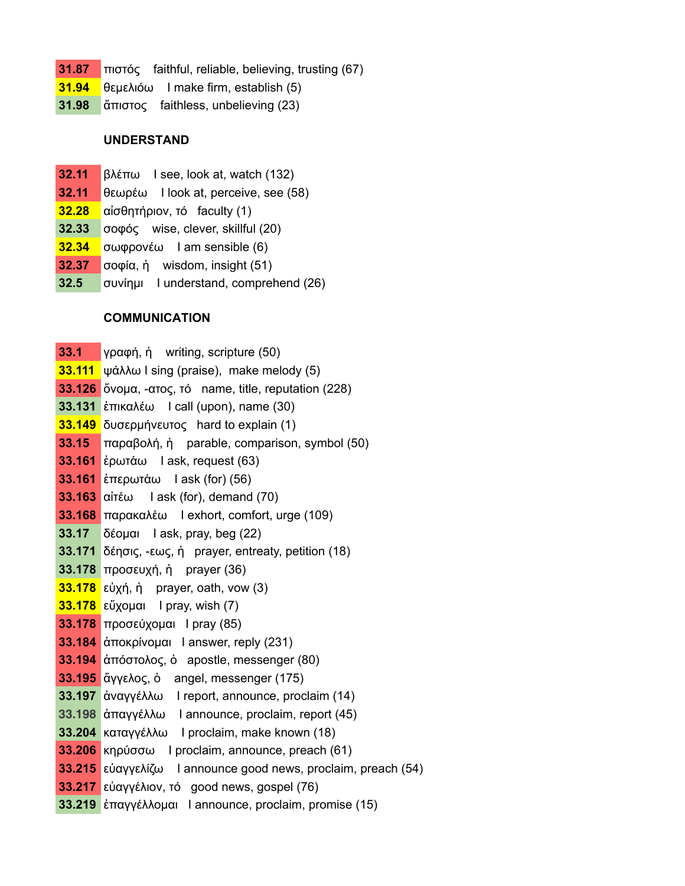| | | |
|---|---|---|
| **31.87** | πιστός | faithful, reliable, believing, trusting (67) |
| **31.94** | θεμελιόω | I make firm, establish (5) |
| **31.98** | ἄπιστος | faithless, unbelieving (23) |

**UNDERSTAND**

| | | |
|---|---|---|
| **32.11** | βλέπω | I see, look at, watch (132) |
| **32.11** | θεωρέω | I look at, perceive, see (58) |
| **32.28** | αἰσθητήριον, τό | faculty (1) |
| **32.33** | σοφός | wise, clever, skillful (20) |
| **32.34** | σωφρονέω | I am sensible (6) |
| **32.37** | σοφία, ἡ | wisdom, insight (51) |
| **32.5** | συνίημι | I understand, comprehend (26) |

**COMMUNICATION**

| | | |
|---|---|---|
| **33.1** | γραφή, ἡ | writing, scripture (50) |
| **33.111** | ψάλλω | I sing (praise), make melody (5) |
| **33.126** | ὄνομα, -ατος, τό | name, title, reputation (228) |
| **33.131** | ἐπικαλέω | I call (upon), name (30) |
| **33.149** | δυσερμήνευτος | hard to explain (1) |
| **33.15** | παραβολή, ἡ | parable, comparison, symbol (50) |
| **33.161** | ἐρωτάω | I ask, request (63) |
| **33.161** | ἐπερωτάω | I ask (for) (56) |
| **33.163** | αἰτέω | I ask (for), demand (70) |
| **33.168** | παρακαλέω | I exhort, comfort, urge (109) |
| **33.17** | δέομαι | I ask, pray, beg (22) |
| **33.171** | δέησις, -εως, ἡ | prayer, entreaty, petition (18) |
| **33.178** | προσευχή, ἡ | prayer (36) |
| **33.178** | εὐχή, ἡ | prayer, oath, vow (3) |
| **33.178** | εὔχομαι | I pray, wish (7) |
| **33.178** | προσεύχομαι | I pray (85) |
| **33.184** | ἀποκρίνομαι | I answer, reply (231) |
| **33.194** | ἀπόστολος, ὁ | apostle, messenger (80) |
| **33.195** | ἄγγελος, ὁ | angel, messenger (175) |
| **33.197** | ἀναγγέλλω | I report, announce, proclaim (14) |
| **33.198** | ἀπαγγέλλω | I announce, proclaim, report (45) |
| **33.204** | καταγγέλλω | I proclaim, make known (18) |
| **33.206** | κηρύσσω | I proclaim, announce, preach (61) |
| **33.215** | εὐαγγελίζω | I announce good news, proclaim, preach (54) |
| **33.217** | εὐαγγέλιον, τό | good news, gospel (76) |
| **33.219** | ἐπαγγέλλομαι | I announce, proclaim, promise (15) |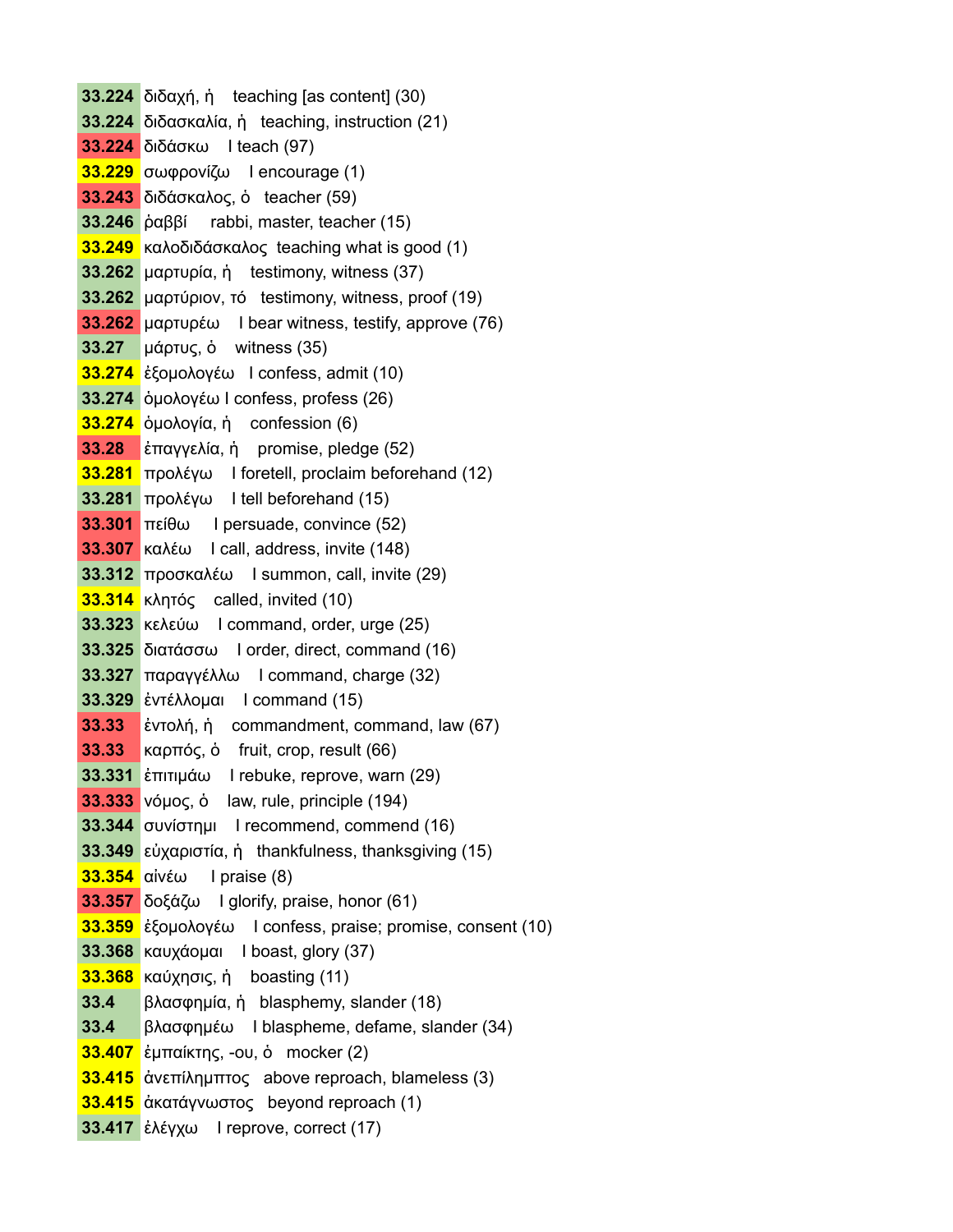| | |
|---|---|
| 33.224 | διδαχή, ἡ teaching [as content] (30) |
| 33.224 | διδασκαλία, ἡ teaching, instruction (21) |
| 33.224 | διδάσκω I teach (97) |
| 33.229 | σωφρονίζω I encourage (1) |
| 33.243 | διδάσκαλος, ὁ teacher (59) |
| 33.246 | ῥαββί rabbi, master, teacher (15) |
| 33.249 | καλοδιδάσκαλος teaching what is good (1) |
| 33.262 | μαρτυρία, ἡ testimony, witness (37) |
| 33.262 | μαρτύριον, τό testimony, witness, proof (19) |
| 33.262 | μαρτυρέω I bear witness, testify, approve (76) |
| 33.27 | μάρτυς, ὁ witness (35) |
| 33.274 | ἐξομολογέω I confess, admit (10) |
| 33.274 | ὁμολογέω I confess, profess (26) |
| 33.274 | ὁμολογία, ἡ confession (6) |
| 33.28 | ἐπαγγελία, ἡ promise, pledge (52) |
| 33.281 | προλέγω I foretell, proclaim beforehand (12) |
| 33.281 | προλέγω I tell beforehand (15) |
| 33.301 | πείθω I persuade, convince (52) |
| 33.307 | καλέω I call, address, invite (148) |
| 33.312 | προσκαλέω I summon, call, invite (29) |
| 33.314 | κλητός called, invited (10) |
| 33.323 | κελεύω I command, order, urge (25) |
| 33.325 | διατάσσω I order, direct, command (16) |
| 33.327 | παραγγέλλω I command, charge (32) |
| 33.329 | ἐντέλλομαι I command (15) |
| 33.33 | ἐντολή, ἡ commandment, command, law (67) |
| 33.33 | καρπός, ὁ fruit, crop, result (66) |
| 33.331 | ἐπιτιμάω I rebuke, reprove, warn (29) |
| 33.333 | νόμος, ὁ law, rule, principle (194) |
| 33.344 | συνίστημι I recommend, commend (16) |
| 33.349 | εὐχαριστία, ἡ thankfulness, thanksgiving (15) |
| 33.354 | αἰνέω I praise (8) |
| 33.357 | δοξάζω I glorify, praise, honor (61) |
| 33.359 | ἐξομολογέω I confess, praise; promise, consent (10) |
| 33.368 | καυχάομαι I boast, glory (37) |
| 33.368 | καύχησις, ἡ boasting (11) |
| 33.4 | βλασφημία, ἡ blasphemy, slander (18) |
| 33.4 | βλασφημέω I blaspheme, defame, slander (34) |
| 33.407 | ἐμπαίκτης, -ου, ὁ mocker (2) |
| 33.415 | ἀνεπίλημπτος above reproach, blameless (3) |
| 33.415 | ἀκατάγνωστος beyond reproach (1) |
| 33.417 | ἐλέγχω I reprove, correct (17) |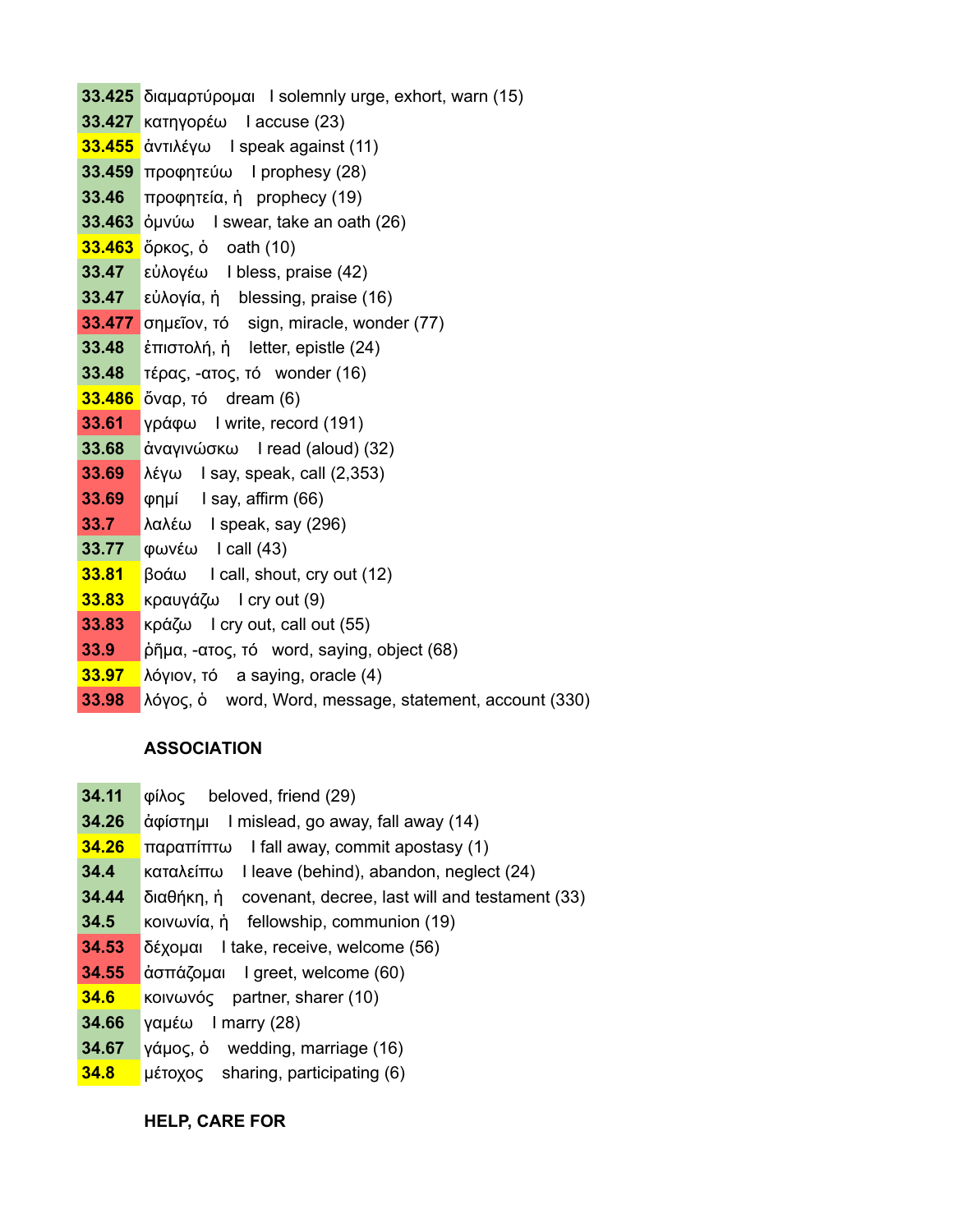| | |
|---|---|
| **33.425** | διαμαρτύρομαι I solemnly urge, exhort, warn (15) |
| **33.427** | κατηγορέω I accuse (23) |
| **33.455** | ἀντιλέγω I speak against (11) |
| **33.459** | προφητεύω I prophesy (28) |
| **33.46** | προφητεία, ἡ prophecy (19) |
| **33.463** | ὀμνύω I swear, take an oath (26) |
| **33.463** | ὅρκος, ὁ oath (10) |
| **33.47** | εὐλογέω I bless, praise (42) |
| **33.47** | εὐλογία, ἡ blessing, praise (16) |
| **33.477** | σημεῖον, τό sign, miracle, wonder (77) |
| **33.48** | ἐπιστολή, ἡ letter, epistle (24) |
| **33.48** | τέρας, -ατος, τό wonder (16) |
| **33.486** | ὄναρ, τό dream (6) |
| **33.61** | γράφω I write, record (191) |
| **33.68** | ἀναγινώσκω I read (aloud) (32) |
| **33.69** | λέγω I say, speak, call (2,353) |
| **33.69** | φημί I say, affirm (66) |
| **33.7** | λαλέω I speak, say (296) |
| **33.77** | φωνέω I call (43) |
| **33.81** | βοάω I call, shout, cry out (12) |
| **33.83** | κραυγάζω I cry out (9) |
| **33.83** | κράζω I cry out, call out (55) |
| **33.9** | ῥῆμα, -ατος, τό word, saying, object (68) |
| **33.97** | λόγιον, τό a saying, oracle (4) |
| **33.98** | λόγος, ὁ word, Word, message, statement, account (330) |

**ASSOCIATION**

| | |
|---|---|
| **34.11** | φίλος beloved, friend (29) |
| **34.26** | ἀφίστημι I mislead, go away, fall away (14) |
| **34.26** | παραπίπτω I fall away, commit apostasy (1) |
| **34.4** | καταλείπω I leave (behind), abandon, neglect (24) |
| **34.44** | διαθήκη, ἡ covenant, decree, last will and testament (33) |
| **34.5** | κοινωνία, ἡ fellowship, communion (19) |
| **34.53** | δέχομαι I take, receive, welcome (56) |
| **34.55** | ἀσπάζομαι I greet, welcome (60) |
| **34.6** | κοινωνός partner, sharer (10) |
| **34.66** | γαμέω I marry (28) |
| **34.67** | γάμος, ὁ wedding, marriage (16) |
| **34.8** | μέτοχος sharing, participating (6) |

**HELP, CARE FOR**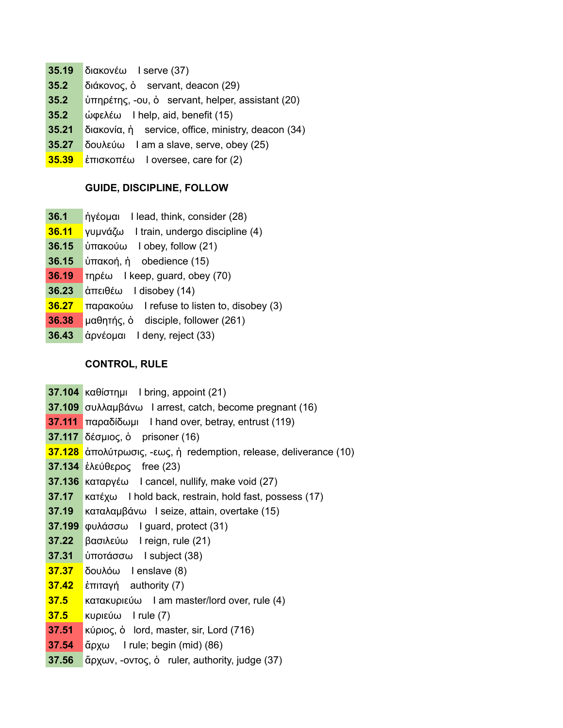| | |
|---|---|
| 35.19 | διακονέω I serve (37) |
| 35.2 | διάκονος, ὁ servant, deacon (29) |
| 35.2 | ὑπηρέτης, -ου, ὁ servant, helper, assistant (20) |
| 35.2 | ὠφελέω I help, aid, benefit (15) |
| 35.21 | διακονία, ἡ service, office, ministry, deacon (34) |
| 35.27 | δουλεύω I am a slave, serve, obey (25) |
| 35.39 | ἐπισκοπέω I oversee, care for (2) |

**GUIDE, DISCIPLINE, FOLLOW**

| | |
|---|---|
| 36.1 | ἡγέομαι I lead, think, consider (28) |
| 36.11 | γυμνάζω I train, undergo discipline (4) |
| 36.15 | ὑπακούω I obey, follow (21) |
| 36.15 | ὑπακοή, ἡ obedience (15) |
| 36.19 | τηρέω I keep, guard, obey (70) |
| 36.23 | ἀπειθέω I disobey (14) |
| 36.27 | παρακούω I refuse to listen to, disobey (3) |
| 36.38 | μαθητής, ὁ disciple, follower (261) |
| 36.43 | ἀρνέομαι I deny, reject (33) |

**CONTROL, RULE**

| | |
|---|---|
| 37.104 | καθίστημι I bring, appoint (21) |
| 37.109 | συλλαμβάνω I arrest, catch, become pregnant (16) |
| 37.111 | παραδίδωμι I hand over, betray, entrust (119) |
| 37.117 | δέσμιος, ὁ prisoner (16) |
| 37.128 | ἀπολύτρωσις, -εως, ἡ redemption, release, deliverance (10) |
| 37.134 | ἐλεύθερος free (23) |
| 37.136 | καταργέω I cancel, nullify, make void (27) |
| 37.17 | κατέχω I hold back, restrain, hold fast, possess (17) |
| 37.19 | καταλαμβάνω I seize, attain, overtake (15) |
| 37.199 | φυλάσσω I guard, protect (31) |
| 37.22 | βασιλεύω I reign, rule (21) |
| 37.31 | ὑποτάσσω I subject (38) |
| 37.37 | δουλόω I enslave (8) |
| 37.42 | ἐπιταγή authority (7) |
| 37.5 | κατακυριεύω I am master/lord over, rule (4) |
| 37.5 | κυριεύω I rule (7) |
| 37.51 | κύριος, ὁ lord, master, sir, Lord (716) |
| 37.54 | ἄρχω I rule; begin (mid) (86) |
| 37.56 | ἄρχων, -οντος, ὁ ruler, authority, judge (37) |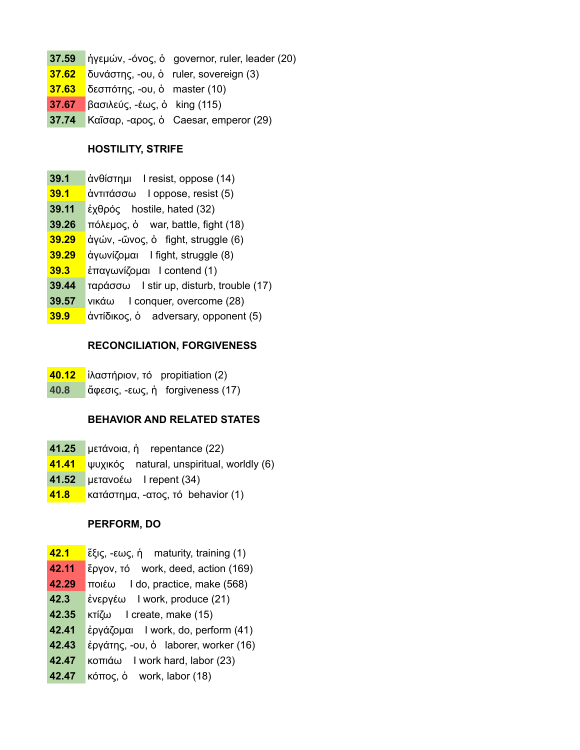| | |
|---|---|
| 37.59 | ἡγεμών, -όνος, ὁ governor, ruler, leader (20) |
| 37.62 | δυνάστης, -ου, ὁ ruler, sovereign (3) |
| 37.63 | δεσπότης, -ου, ὁ master (10) |
| 37.67 | βασιλεύς, -έως, ὁ king (115) |
| 37.74 | Καῖσαρ, -αρος, ὁ Caesar, emperor (29) |

**HOSTILITY, STRIFE**

| | |
|---|---|
| 39.1 | ἀνθίστημι I resist, oppose (14) |
| 39.1 | ἀντιτάσσω I oppose, resist (5) |
| 39.11 | ἐχθρός hostile, hated (32) |
| 39.26 | πόλεμος, ὁ war, battle, fight (18) |
| 39.29 | ἀγών, -ῶνος, ὁ fight, struggle (6) |
| 39.29 | ἀγωνίζομαι I fight, struggle (8) |
| 39.3 | ἐπαγωνίζομαι I contend (1) |
| 39.44 | ταράσσω I stir up, disturb, trouble (17) |
| 39.57 | νικάω I conquer, overcome (28) |
| 39.9 | ἀντίδικος, ὁ adversary, opponent (5) |

**RECONCILIATION, FORGIVENESS**

| | |
|---|---|
| 40.12 | ἱλαστήριον, τό propitiation (2) |
| 40.8 | ἄφεσις, -εως, ἡ forgiveness (17) |

**BEHAVIOR AND RELATED STATES**

| | |
|---|---|
| 41.25 | μετάνοια, ἡ repentance (22) |
| 41.41 | ψυχικός natural, unspiritual, worldly (6) |
| 41.52 | μετανοέω I repent (34) |
| 41.8 | κατάστημα, -ατος, τό behavior (1) |

**PERFORM, DO**

| | |
|---|---|
| 42.1 | ἕξις, -εως, ἡ maturity, training (1) |
| 42.11 | ἔργον, τό work, deed, action (169) |
| 42.29 | ποιέω I do, practice, make (568) |
| 42.3 | ἐνεργέω I work, produce (21) |
| 42.35 | κτίζω I create, make (15) |
| 42.41 | ἐργάζομαι I work, do, perform (41) |
| 42.43 | ἐργάτης, -ου, ὁ laborer, worker (16) |
| 42.47 | κοπιάω I work hard, labor (23) |
| 42.47 | κόπος, ὁ work, labor (18) |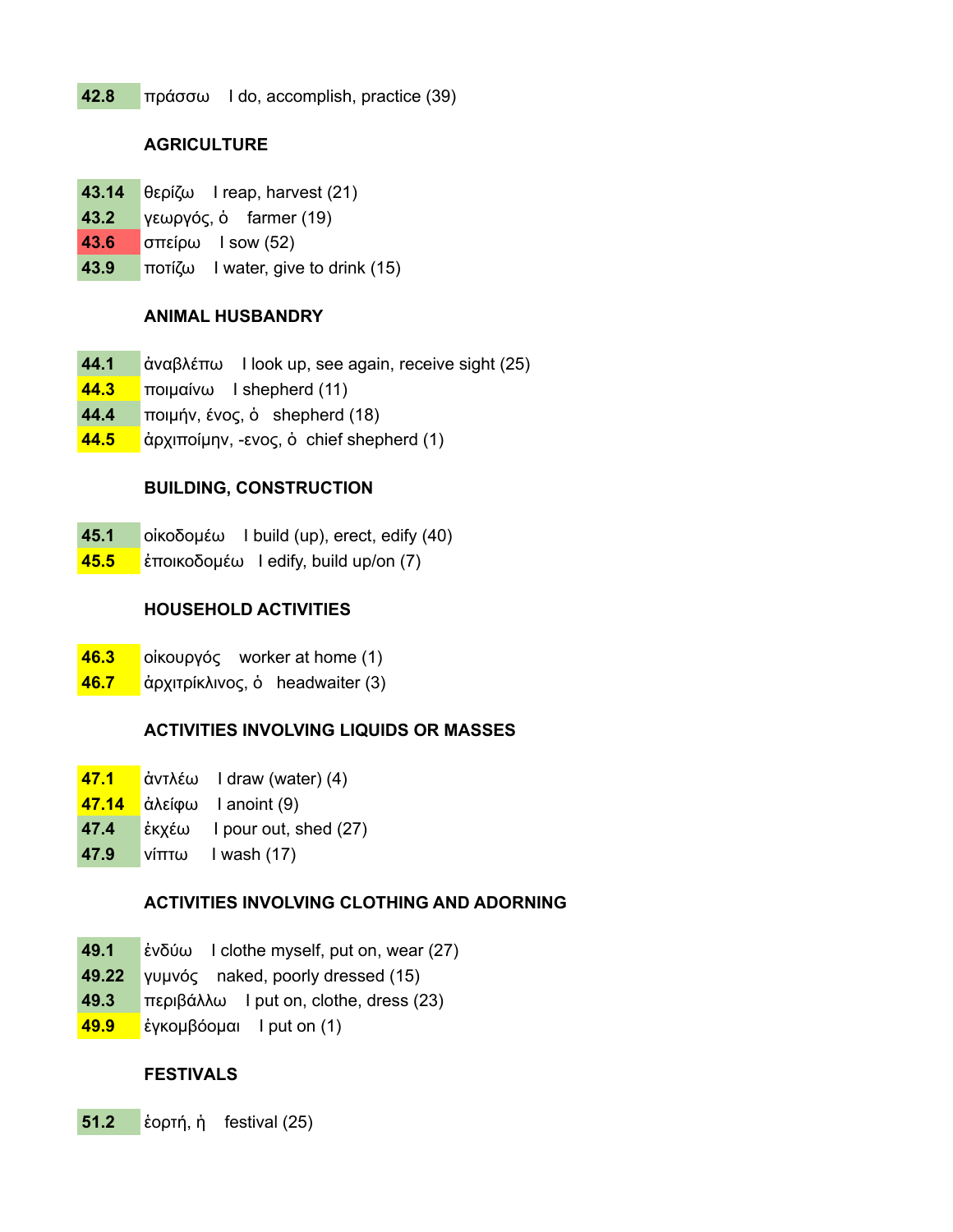| | |
|---|---|
| 42.8 | πράσσω I do, accomplish, practice (39) |

### AGRICULTURE

| | |
|---|---|
| 43.14 | θερίζω I reap, harvest (21) |
| 43.2 | γεωργός, ὁ farmer (19) |
| 43.6 | σπείρω I sow (52) |
| 43.9 | ποτίζω I water, give to drink (15) |

### ANIMAL HUSBANDRY

| | |
|---|---|
| 44.1 | ἀναβλέπω I look up, see again, receive sight (25) |
| 44.3 | ποιμαίνω I shepherd (11) |
| 44.4 | ποιμήν, ένος, ὁ shepherd (18) |
| 44.5 | ἀρχιποίμην, -ενος, ὁ chief shepherd (1) |

### BUILDING, CONSTRUCTION

| | |
|---|---|
| 45.1 | οἰκοδομέω I build (up), erect, edify (40) |
| 45.5 | ἐποικοδομέω I edify, build up/on (7) |

### HOUSEHOLD ACTIVITIES

| | |
|---|---|
| 46.3 | οἰκουργός worker at home (1) |
| 46.7 | ἀρχιτρίκλινος, ὁ headwaiter (3) |

### ACTIVITIES INVOLVING LIQUIDS OR MASSES

| | |
|---|---|
| 47.1 | ἀντλέω I draw (water) (4) |
| 47.14 | ἀλείφω I anoint (9) |
| 47.4 | ἐκχέω I pour out, shed (27) |
| 47.9 | νίπτω I wash (17) |

### ACTIVITIES INVOLVING CLOTHING AND ADORNING

| | |
|---|---|
| 49.1 | ἐνδύω I clothe myself, put on, wear (27) |
| 49.22 | γυμνός naked, poorly dressed (15) |
| 49.3 | περιβάλλω I put on, clothe, dress (23) |
| 49.9 | ἐγκομβόομαι I put on (1) |

### FESTIVALS

| | |
|---|---|
| 51.2 | ἑορτή, ἡ festival (25) |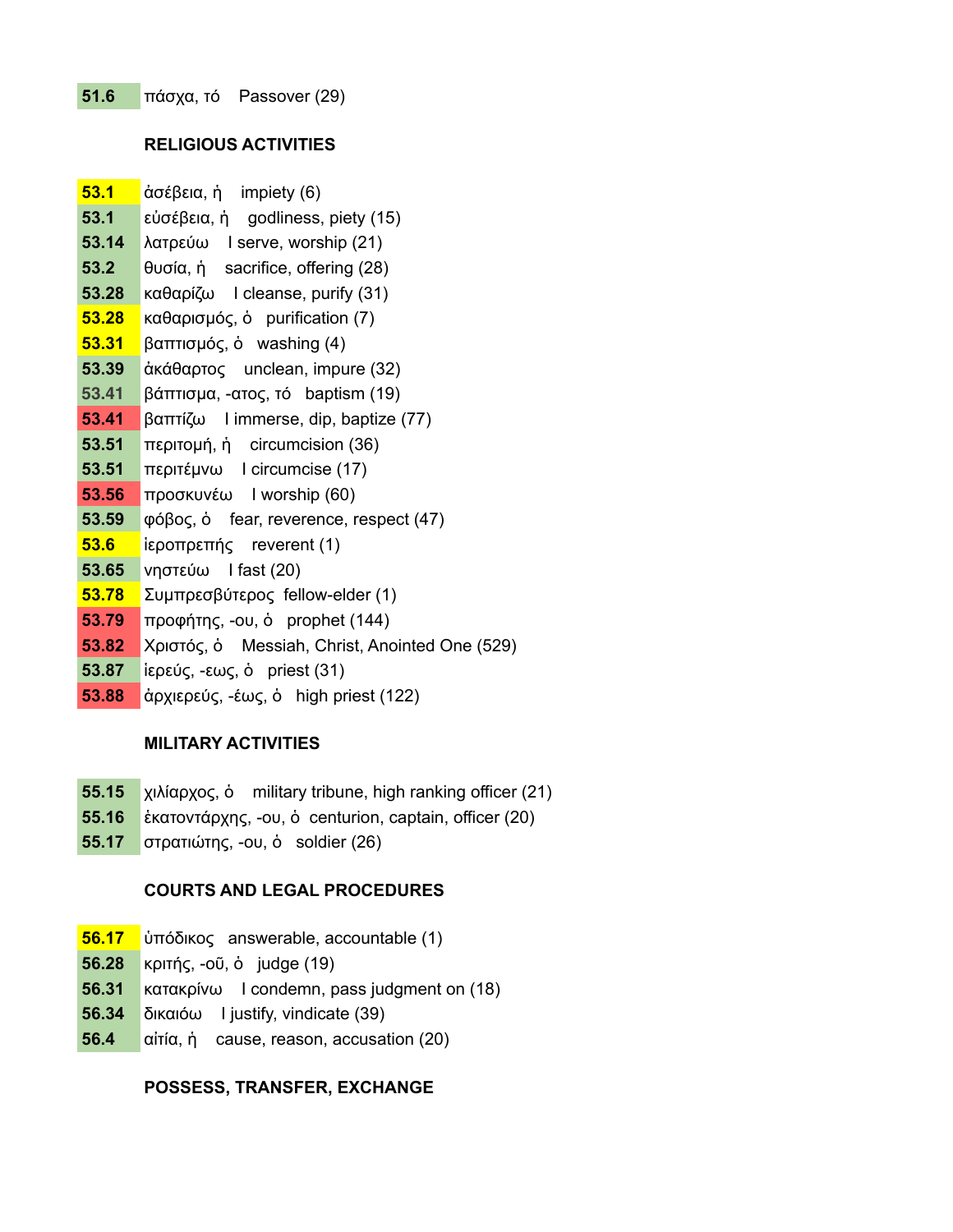| | |
|---|---|
| 51.6 | πάσχα, τό Passover (29) |

**RELIGIOUS ACTIVITIES**

| | |
|---|---|
| 53.1 | ἀσέβεια, ἡ impiety (6) |
| 53.1 | εὐσέβεια, ἡ godliness, piety (15) |
| 53.14 | λατρεύω I serve, worship (21) |
| 53.2 | θυσία, ἡ sacrifice, offering (28) |
| 53.28 | καθαρίζω I cleanse, purify (31) |
| 53.28 | καθαρισμός, ὁ purification (7) |
| 53.31 | βαπτισμός, ὁ washing (4) |
| 53.39 | ἀκάθαρτος unclean, impure (32) |
| 53.41 | βάπτισμα, -ατος, τό baptism (19) |
| 53.41 | βαπτίζω I immerse, dip, baptize (77) |
| 53.51 | περιτομή, ἡ circumcision (36) |
| 53.51 | περιτέμνω I circumcise (17) |
| 53.56 | προσκυνέω I worship (60) |
| 53.59 | φόβος, ὁ fear, reverence, respect (47) |
| 53.6 | ἱεροπρεπής reverent (1) |
| 53.65 | νηστεύω I fast (20) |
| 53.78 | Συμπρεσβύτερος fellow-elder (1) |
| 53.79 | προφήτης, -ου, ὁ prophet (144) |
| 53.82 | Χριστός, ὁ Messiah, Christ, Anointed One (529) |
| 53.87 | ἱερεύς, -εως, ὁ priest (31) |
| 53.88 | ἀρχιερεύς, -έως, ὁ high priest (122) |

**MILITARY ACTIVITIES**

| | |
|---|---|
| 55.15 | χιλίαρχος, ὁ military tribune, high ranking officer (21) |
| 55.16 | ἑκατοντάρχης, -ου, ὁ centurion, captain, officer (20) |
| 55.17 | στρατιώτης, -ου, ὁ soldier (26) |

**COURTS AND LEGAL PROCEDURES**

| | |
|---|---|
| 56.17 | ὑπόδικος answerable, accountable (1) |
| 56.28 | κριτής, -οῦ, ὁ judge (19) |
| 56.31 | κατακρίνω I condemn, pass judgment on (18) |
| 56.34 | δικαιόω I justify, vindicate (39) |
| 56.4 | αἰτία, ἡ cause, reason, accusation (20) |

**POSSESS, TRANSFER, EXCHANGE**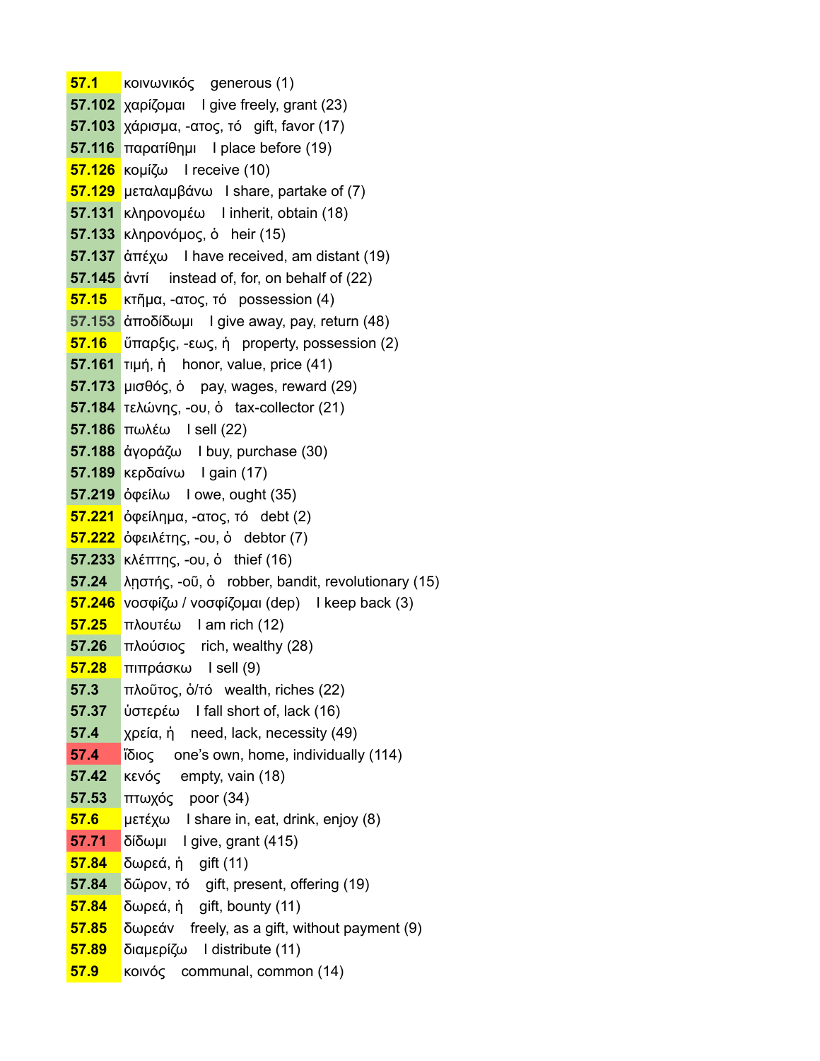| | | |
|---|---|---|
| 57.1 | κοινωνικός | generous (1) |
| 57.102 | χαρίζομαι | I give freely, grant (23) |
| 57.103 | χάρισμα, -ατος, τό | gift, favor (17) |
| 57.116 | παρατίθημι | I place before (19) |
| 57.126 | κομίζω | I receive (10) |
| 57.129 | μεταλαμβάνω | I share, partake of (7) |
| 57.131 | κληρονομέω | I inherit, obtain (18) |
| 57.133 | κληρονόμος, ὁ | heir (15) |
| 57.137 | ἀπέχω | I have received, am distant (19) |
| 57.145 | ἀντί | instead of, for, on behalf of (22) |
| 57.15 | κτῆμα, -ατος, τό | possession (4) |
| 57.153 | ἀποδίδωμι | I give away, pay, return (48) |
| 57.16 | ὕπαρξις, -εως, ἡ | property, possession (2) |
| 57.161 | τιμή, ἡ | honor, value, price (41) |
| 57.173 | μισθός, ὁ | pay, wages, reward (29) |
| 57.184 | τελώνης, -ου, ὁ | tax-collector (21) |
| 57.186 | πωλέω | I sell (22) |
| 57.188 | ἀγοράζω | I buy, purchase (30) |
| 57.189 | κερδαίνω | I gain (17) |
| 57.219 | ὀφείλω | I owe, ought (35) |
| 57.221 | ὀφείλημα, -ατος, τό | debt (2) |
| 57.222 | ὀφειλέτης, -ου, ὁ | debtor (7) |
| 57.233 | κλέπτης, -ου, ὁ | thief (16) |
| 57.24 | λῃστής, -οῦ, ὁ | robber, bandit, revolutionary (15) |
| 57.246 | νοσφίζω / νοσφίζομαι (dep) | I keep back (3) |
| 57.25 | πλουτέω | I am rich (12) |
| 57.26 | πλούσιος | rich, wealthy (28) |
| 57.28 | πιπράσκω | I sell (9) |
| 57.3 | πλοῦτος, ὁ/τό | wealth, riches (22) |
| 57.37 | ὑστερέω | I fall short of, lack (16) |
| 57.4 | χρεία, ἡ | need, lack, necessity (49) |
| 57.4 | ἴδιος | one's own, home, individually (114) |
| 57.42 | κενός | empty, vain (18) |
| 57.53 | πτωχός | poor (34) |
| 57.6 | μετέχω | I share in, eat, drink, enjoy (8) |
| 57.71 | δίδωμι | I give, grant (415) |
| 57.84 | δωρεά, ἡ | gift (11) |
| 57.84 | δῶρον, τό | gift, present, offering (19) |
| 57.84 | δωρεά, ἡ | gift, bounty (11) |
| 57.85 | δωρεάν | freely, as a gift, without payment (9) |
| 57.89 | διαμερίζω | I distribute (11) |
| 57.9 | κοινός | communal, common (14) |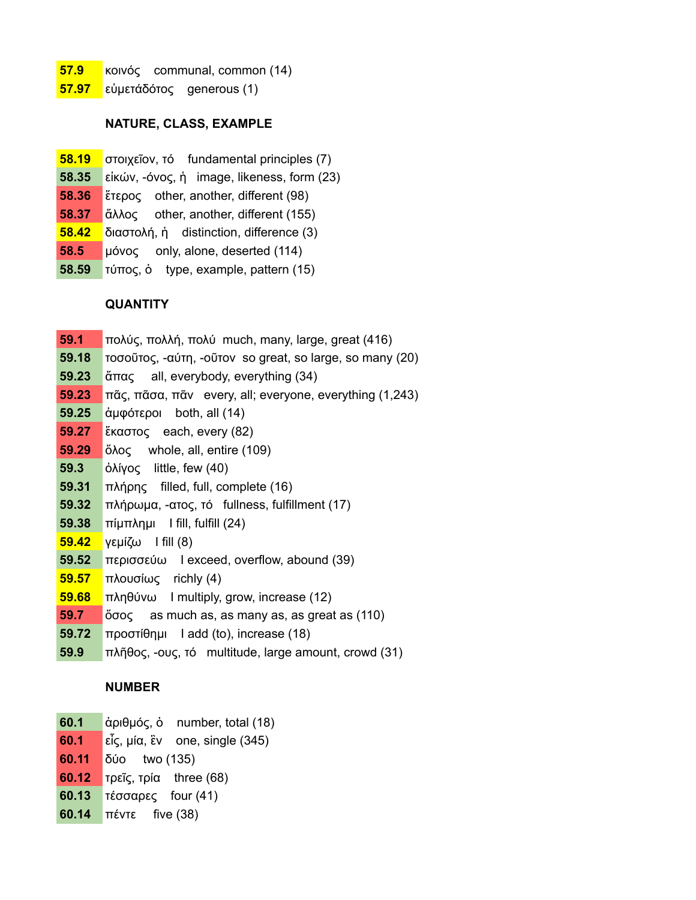57.9 κοινός communal, common (14)
57.97 εὐμετάδοτος generous (1)

**NATURE, CLASS, EXAMPLE**

58.19 στοιχεῖον, τό fundamental principles (7)
58.35 εἰκών, -όνος, ἡ image, likeness, form (23)
58.36 ἕτερος other, another, different (98)
58.37 ἄλλος other, another, different (155)
58.42 διαστολή, ἡ distinction, difference (3)
58.5 μόνος only, alone, deserted (114)
58.59 τύπος, ὁ type, example, pattern (15)

**QUANTITY**

59.1 πολύς, πολλή, πολύ much, many, large, great (416)
59.18 τοσοῦτος, -αύτη, -οῦτον so great, so large, so many (20)
59.23 ἅπας all, everybody, everything (34)
59.23 πᾶς, πᾶσα, πᾶν every, all; everyone, everything (1,243)
59.25 ἀμφότεροι both, all (14)
59.27 ἕκαστος each, every (82)
59.29 ὅλος whole, all, entire (109)
59.3 ὀλίγος little, few (40)
59.31 πλήρης filled, full, complete (16)
59.32 πλήρωμα, -ατος, τό fullness, fulfillment (17)
59.38 πίμπλημι I fill, fulfill (24)
59.42 γεμίζω I fill (8)
59.52 περισσεύω I exceed, overflow, abound (39)
59.57 πλουσίως richly (4)
59.68 πληθύνω I multiply, grow, increase (12)
59.7 ὅσος as much as, as many as, as great as (110)
59.72 προστίθημι I add (to), increase (18)
59.9 πλῆθος, -ους, τό multitude, large amount, crowd (31)

**NUMBER**

60.1 ἀριθμός, ὁ number, total (18)
60.1 εἷς, μία, ἕν one, single (345)
60.11 δύο two (135)
60.12 τρεῖς, τρία three (68)
60.13 τέσσαρες four (41)
60.14 πέντε five (38)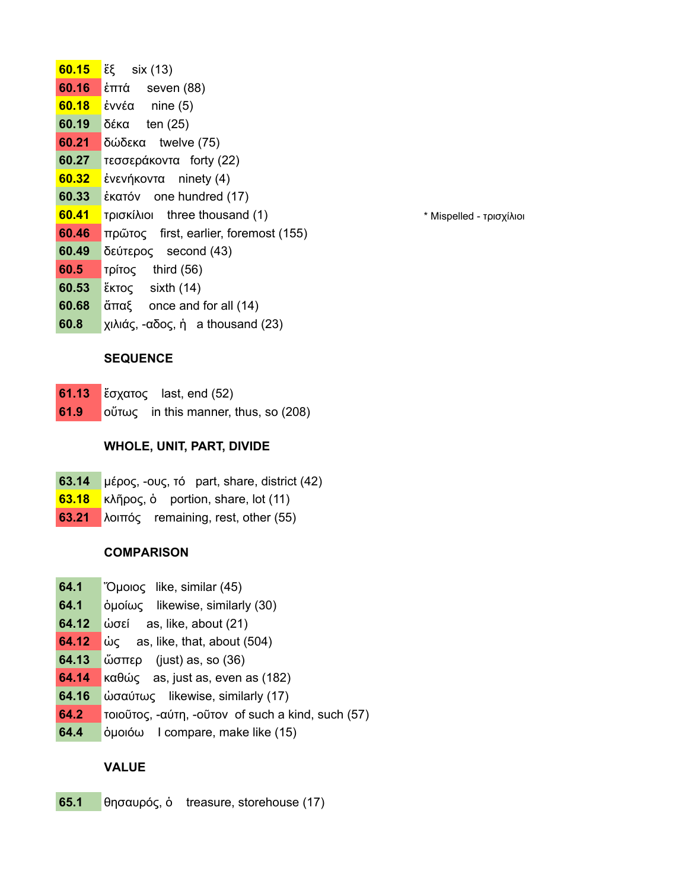| | |
|---|---|
| 60.15 | ἕξ six (13) |
| 60.16 | ἑπτά seven (88) |
| 60.18 | ἐννέα nine (5) |
| 60.19 | δέκα ten (25) |
| 60.21 | δώδεκα twelve (75) |
| 60.27 | τεσσεράκοντα forty (22) |
| 60.32 | ἐνενήκοντα ninety (4) |
| 60.33 | ἑκατόν one hundred (17) |
| 60.41 | τρισκίλιοι three thousand (1) |
| 60.46 | πρῶτος first, earlier, foremost (155) |
| 60.49 | δεύτερος second (43) |
| 60.5 | τρίτος third (56) |
| 60.53 | ἕκτος sixth (14) |
| 60.68 | ἅπαξ once and for all (14) |
| 60.8 | χιλιάς, -αδος, ἡ a thousand (23) |

* Mispelled - τρισχίλιοι

### SEQUENCE

| | |
|---|---|
| 61.13 | ἔσχατος last, end (52) |
| 61.9 | οὕτως in this manner, thus, so (208) |

### WHOLE, UNIT, PART, DIVIDE

| | |
|---|---|
| 63.14 | μέρος, -ους, τό part, share, district (42) |
| 63.18 | κλῆρος, ὁ portion, share, lot (11) |
| 63.21 | λοιπός remaining, rest, other (55) |

### COMPARISON

| | |
|---|---|
| 64.1 | Ὅμοιος like, similar (45) |
| 64.1 | ὁμοίως likewise, similarly (30) |
| 64.12 | ὡσεί as, like, about (21) |
| 64.12 | ὡς as, like, that, about (504) |
| 64.13 | ὥσπερ (just) as, so (36) |
| 64.14 | καθώς as, just as, even as (182) |
| 64.16 | ὡσαύτως likewise, similarly (17) |
| 64.2 | τοιοῦτος, -αύτη, -οῦτον of such a kind, such (57) |
| 64.4 | ὁμοιόω I compare, make like (15) |

### VALUE

| | |
|---|---|
| 65.1 | θησαυρός, ὁ treasure, storehouse (17) |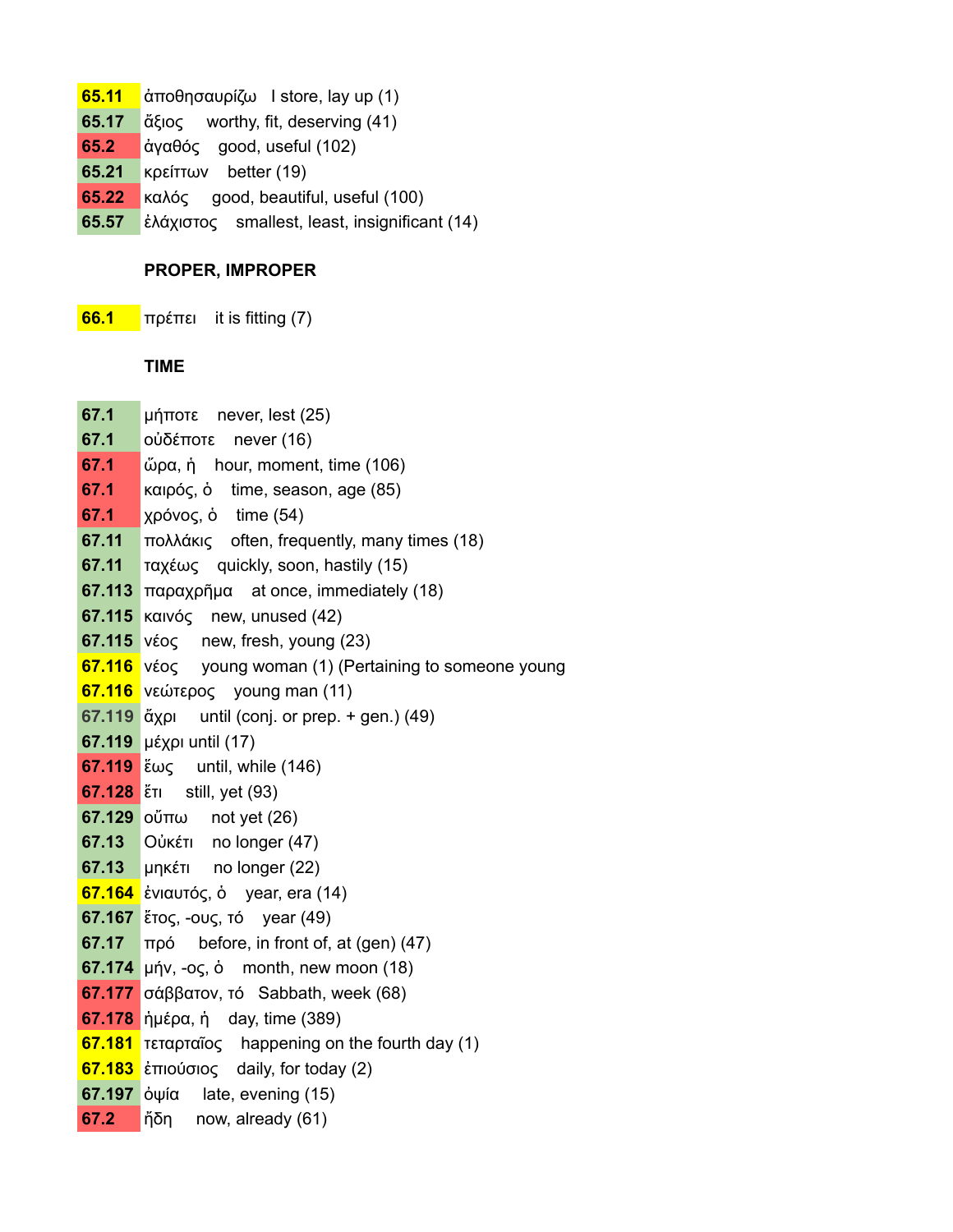| | |
|---|---|
| 65.11 | ἀποθησαυρίζω  I store, lay up (1) |
| 65.17 | ἄξιος  worthy, fit, deserving (41) |
| 65.2 | ἀγαθός  good, useful (102) |
| 65.21 | κρείττων  better (19) |
| 65.22 | καλός  good, beautiful, useful (100) |
| 65.57 | ἐλάχιστος  smallest, least, insignificant (14) |

**PROPER, IMPROPER**

| | |
|---|---|
| 66.1 | πρέπει  it is fitting (7) |

**TIME**

| | |
|---|---|
| 67.1 | μήποτε  never, lest (25) |
| 67.1 | οὐδέποτε  never (16) |
| 67.1 | ὥρα, ἡ  hour, moment, time (106) |
| 67.1 | καιρός, ὁ  time, season, age (85) |
| 67.1 | χρόνος, ὁ  time (54) |
| 67.11 | πολλάκις  often, frequently, many times (18) |
| 67.11 | ταχέως  quickly, soon, hastily (15) |
| 67.113 | παραχρῆμα  at once, immediately (18) |
| 67.115 | καινός  new, unused (42) |
| 67.115 | νέος  new, fresh, young (23) |
| 67.116 | νέος  young woman (1) (Pertaining to someone young |
| 67.116 | νεώτερος  young man (11) |
| 67.119 | ἄχρι  until (conj. or prep. + gen.) (49) |
| 67.119 | μέχρι until (17) |
| 67.119 | ἕως  until, while (146) |
| 67.128 | ἔτι  still, yet (93) |
| 67.129 | οὔπω  not yet (26) |
| 67.13 | Οὐκέτι  no longer (47) |
| 67.13 | μηκέτι  no longer (22) |
| 67.164 | ἐνιαυτός, ὁ  year, era (14) |
| 67.167 | ἔτος, -ους, τό  year (49) |
| 67.17 | πρό  before, in front of, at (gen) (47) |
| 67.174 | μήν, -ος, ὁ  month, new moon (18) |
| 67.177 | σάββατον, τό  Sabbath, week (68) |
| 67.178 | ἡμέρα, ἡ  day, time (389) |
| 67.181 | τεταρταῖος  happening on the fourth day (1) |
| 67.183 | ἐπιούσιος  daily, for today (2) |
| 67.197 | ὀψία  late, evening (15) |
| 67.2 | ἤδη  now, already (61) |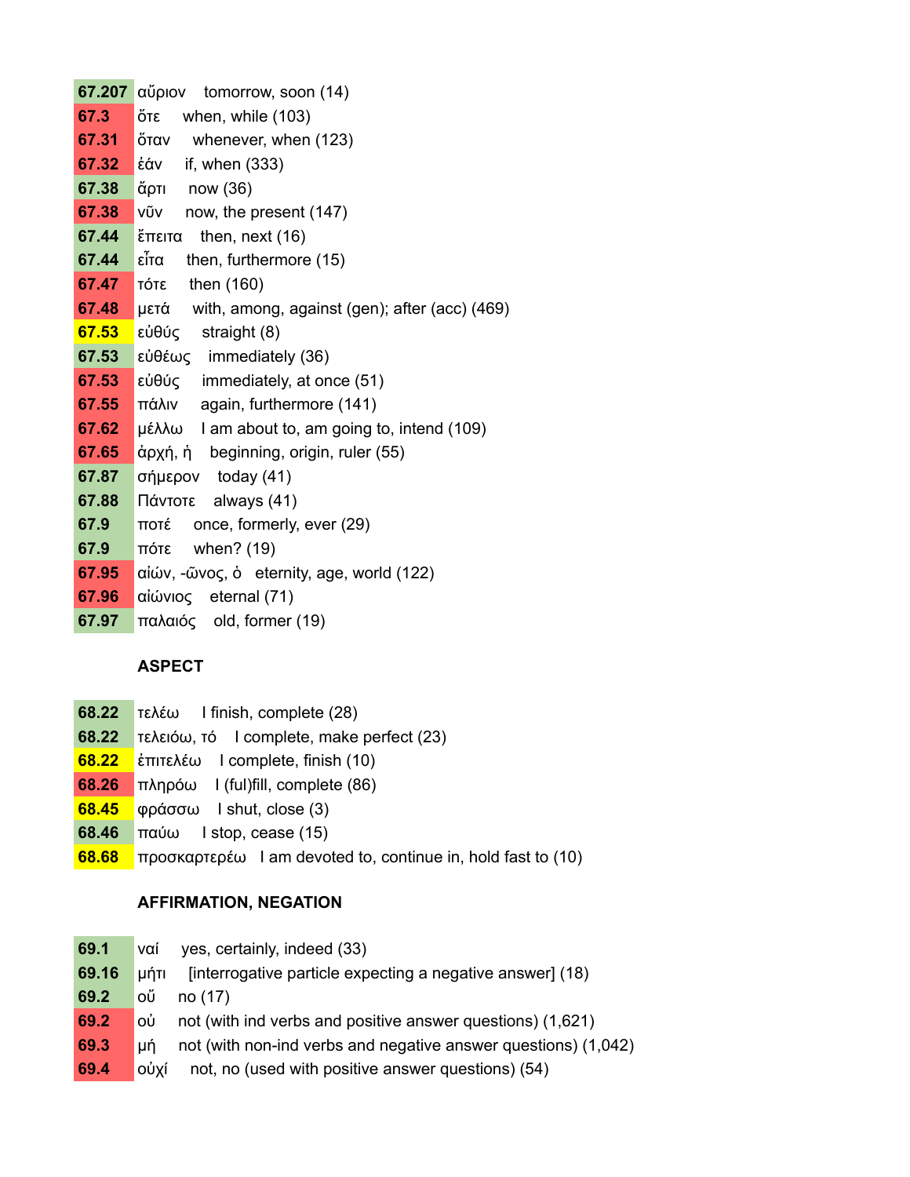| | | |
|---|---|---|
| **67.207** | αὔριον | tomorrow, soon (14) |
| **67.3** | ὅτε | when, while (103) |
| **67.31** | ὅταν | whenever, when (123) |
| **67.32** | ἐάν | if, when (333) |
| **67.38** | ἄρτι | now (36) |
| **67.38** | νῦν | now, the present (147) |
| **67.44** | ἔπειτα | then, next (16) |
| **67.44** | εἶτα | then, furthermore (15) |
| **67.47** | τότε | then (160) |
| **67.48** | μετά | with, among, against (gen); after (acc) (469) |
| **67.53** | εὐθύς | straight (8) |
| **67.53** | εὐθέως | immediately (36) |
| **67.53** | εὐθύς | immediately, at once (51) |
| **67.55** | πάλιν | again, furthermore (141) |
| **67.62** | μέλλω | I am about to, am going to, intend (109) |
| **67.65** | ἀρχή, ἡ | beginning, origin, ruler (55) |
| **67.87** | σήμερον | today (41) |
| **67.88** | Πάντοτε | always (41) |
| **67.9** | ποτέ | once, formerly, ever (29) |
| **67.9** | πότε | when? (19) |
| **67.95** | αἰών, -ῶνος, ὁ | eternity, age, world (122) |
| **67.96** | αἰώνιος | eternal (71) |
| **67.97** | παλαιός | old, former (19) |

**ASPECT**

| | | |
|---|---|---|
| **68.22** | τελέω | I finish, complete (28) |
| **68.22** | τελειόω, τό | I complete, make perfect (23) |
| **68.22** | ἐπιτελέω | I complete, finish (10) |
| **68.26** | πληρόω | I (ful)fill, complete (86) |
| **68.45** | φράσσω | I shut, close (3) |
| **68.46** | παύω | I stop, cease (15) |
| **68.68** | προσκαρτερέω | I am devoted to, continue in, hold fast to (10) |

**AFFIRMATION, NEGATION**

| | | |
|---|---|---|
| **69.1** | ναί | yes, certainly, indeed (33) |
| **69.16** | μήτι | [interrogative particle expecting a negative answer] (18) |
| **69.2** | οὔ | no (17) |
| **69.2** | οὐ | not (with ind verbs and positive answer questions) (1,621) |
| **69.3** | μή | not (with non-ind verbs and negative answer questions) (1,042) |
| **69.4** | οὐχί | not, no (used with positive answer questions) (54) |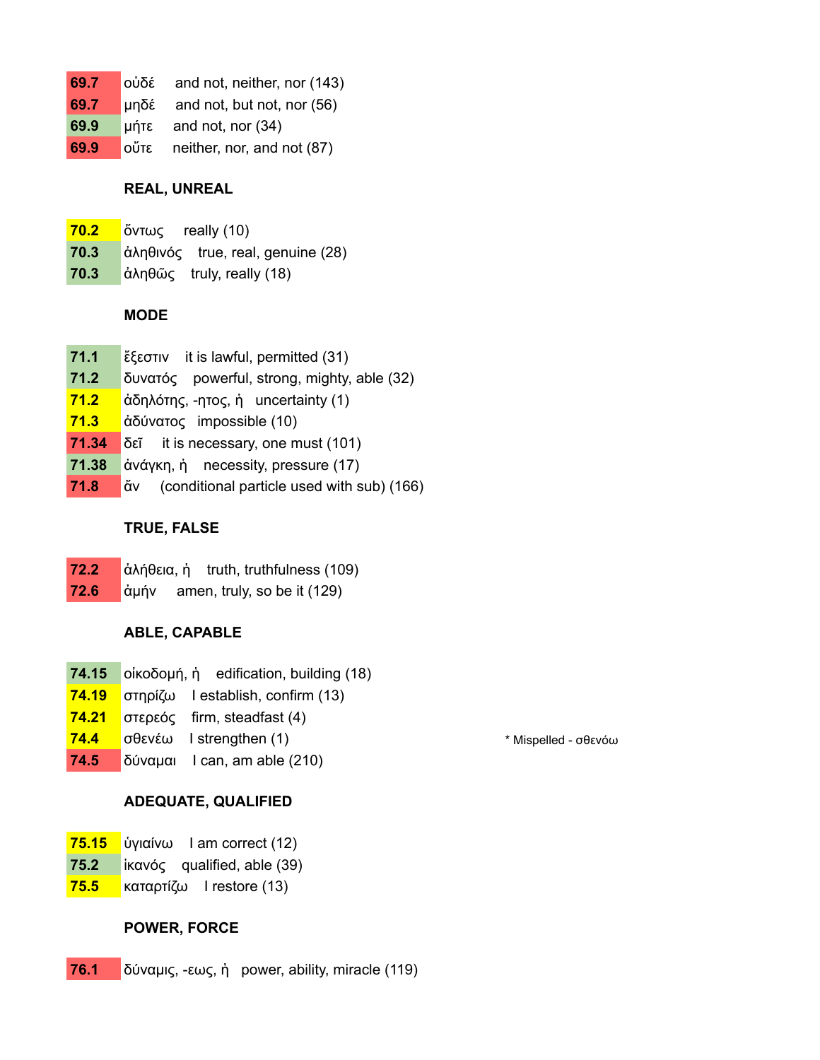| | | |
|---|---|---|
| 69.7 | οὐδέ | and not, neither, nor (143) |
| 69.7 | μηδέ | and not, but not, nor (56) |
| 69.9 | μήτε | and not, nor (34) |
| 69.9 | οὔτε | neither, nor, and not (87) |

**REAL, UNREAL**

| | | |
|---|---|---|
| 70.2 | ὄντως | really (10) |
| 70.3 | ἀληθινός | true, real, genuine (28) |
| 70.3 | ἀληθῶς | truly, really (18) |

**MODE**

| | | |
|---|---|---|
| 71.1 | ἔξεστιν | it is lawful, permitted (31) |
| 71.2 | δυνατός | powerful, strong, mighty, able (32) |
| 71.2 | ἀδηλότης, -ητος, ἡ | uncertainty (1) |
| 71.3 | ἀδύνατος | impossible (10) |
| 71.34 | δεῖ | it is necessary, one must (101) |
| 71.38 | ἀνάγκη, ἡ | necessity, pressure (17) |
| 71.8 | ἄν | (conditional particle used with sub) (166) |

**TRUE, FALSE**

| | | |
|---|---|---|
| 72.2 | ἀλήθεια, ἡ | truth, truthfulness (109) |
| 72.6 | ἀμήν | amen, truly, so be it (129) |

**ABLE, CAPABLE**

| | | | |
|---|---|---|---|
| 74.15 | οἰκοδομή, ἡ | edification, building (18) | |
| 74.19 | στηρίζω | I establish, confirm (13) | |
| 74.21 | στερεός | firm, steadfast (4) | |
| 74.4 | σθενέω | I strengthen (1) | * Mispelled - σθενόω |
| 74.5 | δύναμαι | I can, am able (210) | |

**ADEQUATE, QUALIFIED**

| | | |
|---|---|---|
| 75.15 | ὑγιαίνω | I am correct (12) |
| 75.2 | ἱκανός | qualified, able (39) |
| 75.5 | καταρτίζω | I restore (13) |

**POWER, FORCE**

| | | |
|---|---|---|
| 76.1 | δύναμις, -εως, ἡ | power, ability, miracle (119) |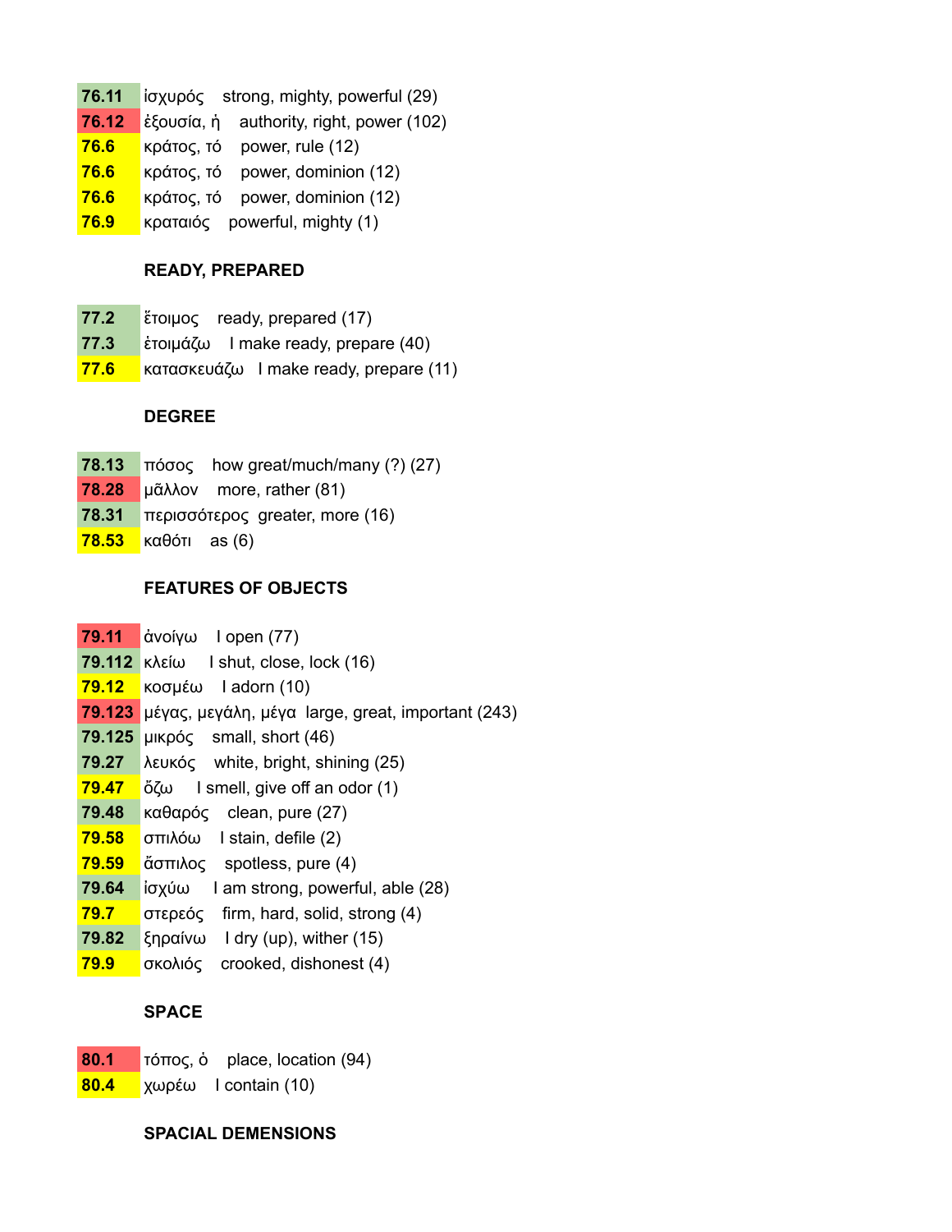| | |
|---|---|
| 76.11 | ἰσχυρός strong, mighty, powerful (29) |
| 76.12 | ἐξουσία, ἡ authority, right, power (102) |
| 76.6 | κράτος, τό power, rule (12) |
| 76.6 | κράτος, τό power, dominion (12) |
| 76.6 | κράτος, τό power, dominion (12) |
| 76.9 | κραταιός powerful, mighty (1) |

**READY, PREPARED**

| | |
|---|---|
| 77.2 | ἕτοιμος ready, prepared (17) |
| 77.3 | ἑτοιμάζω I make ready, prepare (40) |
| 77.6 | κατασκευάζω I make ready, prepare (11) |

**DEGREE**

| | |
|---|---|
| 78.13 | πόσος how great/much/many (?) (27) |
| 78.28 | μᾶλλον more, rather (81) |
| 78.31 | περισσότερος greater, more (16) |
| 78.53 | καθότι as (6) |

**FEATURES OF OBJECTS**

| | |
|---|---|
| 79.11 | ἀνοίγω I open (77) |
| 79.112 | κλείω I shut, close, lock (16) |
| 79.12 | κοσμέω I adorn (10) |
| 79.123 | μέγας, μεγάλη, μέγα large, great, important (243) |
| 79.125 | μικρός small, short (46) |
| 79.27 | λευκός white, bright, shining (25) |
| 79.47 | ὄζω I smell, give off an odor (1) |
| 79.48 | καθαρός clean, pure (27) |
| 79.58 | σπιλόω I stain, defile (2) |
| 79.59 | ἄσπιλος spotless, pure (4) |
| 79.64 | ἰσχύω I am strong, powerful, able (28) |
| 79.7 | στερεός firm, hard, solid, strong (4) |
| 79.82 | ξηραίνω I dry (up), wither (15) |
| 79.9 | σκολιός crooked, dishonest (4) |

**SPACE**

| | |
|---|---|
| 80.1 | τόπος, ὁ place, location (94) |
| 80.4 | χωρέω I contain (10) |

**SPACIAL DEMENSIONS**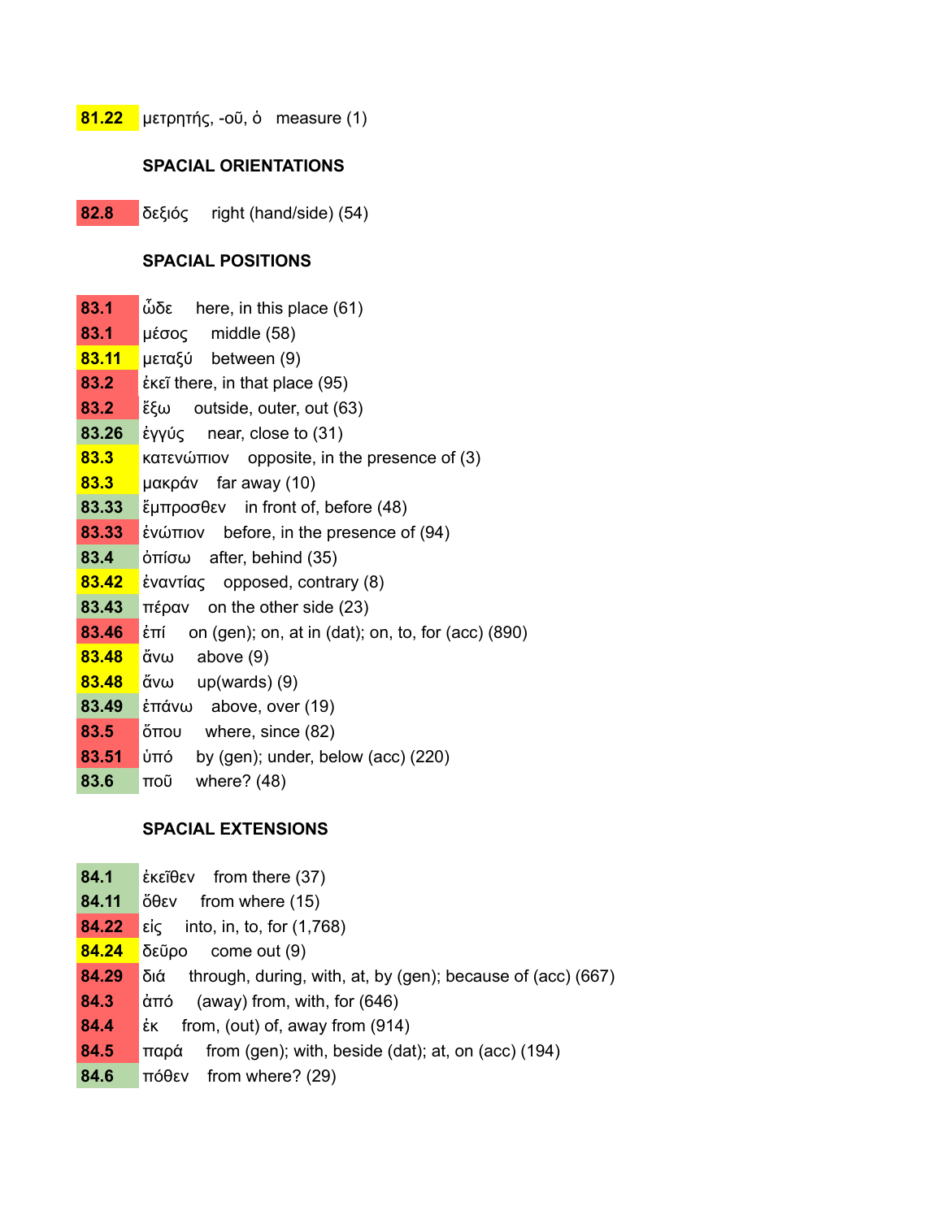| | |
|---|---|
| 81.22 | μετρητής, -οῦ, ὁ   measure (1) |

### SPACIAL ORIENTATIONS

| | |
|---|---|
| 82.8 | δεξιός   right (hand/side) (54) |

### SPACIAL POSITIONS

| | |
|---|---|
| 83.1 | ὧδε   here, in this place (61) |
| 83.1 | μέσος   middle (58) |
| 83.11 | μεταξύ   between (9) |
| 83.2 | ἐκεῖ there, in that place (95) |
| 83.2 | ἔξω   outside, outer, out (63) |
| 83.26 | ἐγγύς   near, close to (31) |
| 83.3 | κατενώπιον   opposite, in the presence of (3) |
| 83.3 | μακράν   far away (10) |
| 83.33 | ἔμπροσθεν   in front of, before (48) |
| 83.33 | ἐνώπιον   before, in the presence of (94) |
| 83.4 | ὀπίσω   after, behind (35) |
| 83.42 | ἐναντίας   opposed, contrary (8) |
| 83.43 | πέραν   on the other side (23) |
| 83.46 | ἐπί   on (gen); on, at in (dat); on, to, for (acc) (890) |
| 83.48 | ἄνω   above (9) |
| 83.48 | ἄνω   up(wards) (9) |
| 83.49 | ἐπάνω   above, over (19) |
| 83.5 | ὅπου   where, since (82) |
| 83.51 | ὑπό   by (gen); under, below (acc) (220) |
| 83.6 | ποῦ   where? (48) |

### SPACIAL EXTENSIONS

| | |
|---|---|
| 84.1 | ἐκεῖθεν   from there (37) |
| 84.11 | ὅθεν   from where (15) |
| 84.22 | εἰς   into, in, to, for (1,768) |
| 84.24 | δεῦρο   come out (9) |
| 84.29 | διά   through, during, with, at, by (gen); because of (acc) (667) |
| 84.3 | ἀπό   (away) from, with, for (646) |
| 84.4 | ἐκ   from, (out) of, away from (914) |
| 84.5 | παρά   from (gen); with, beside (dat); at, on (acc) (194) |
| 84.6 | πόθεν   from where? (29) |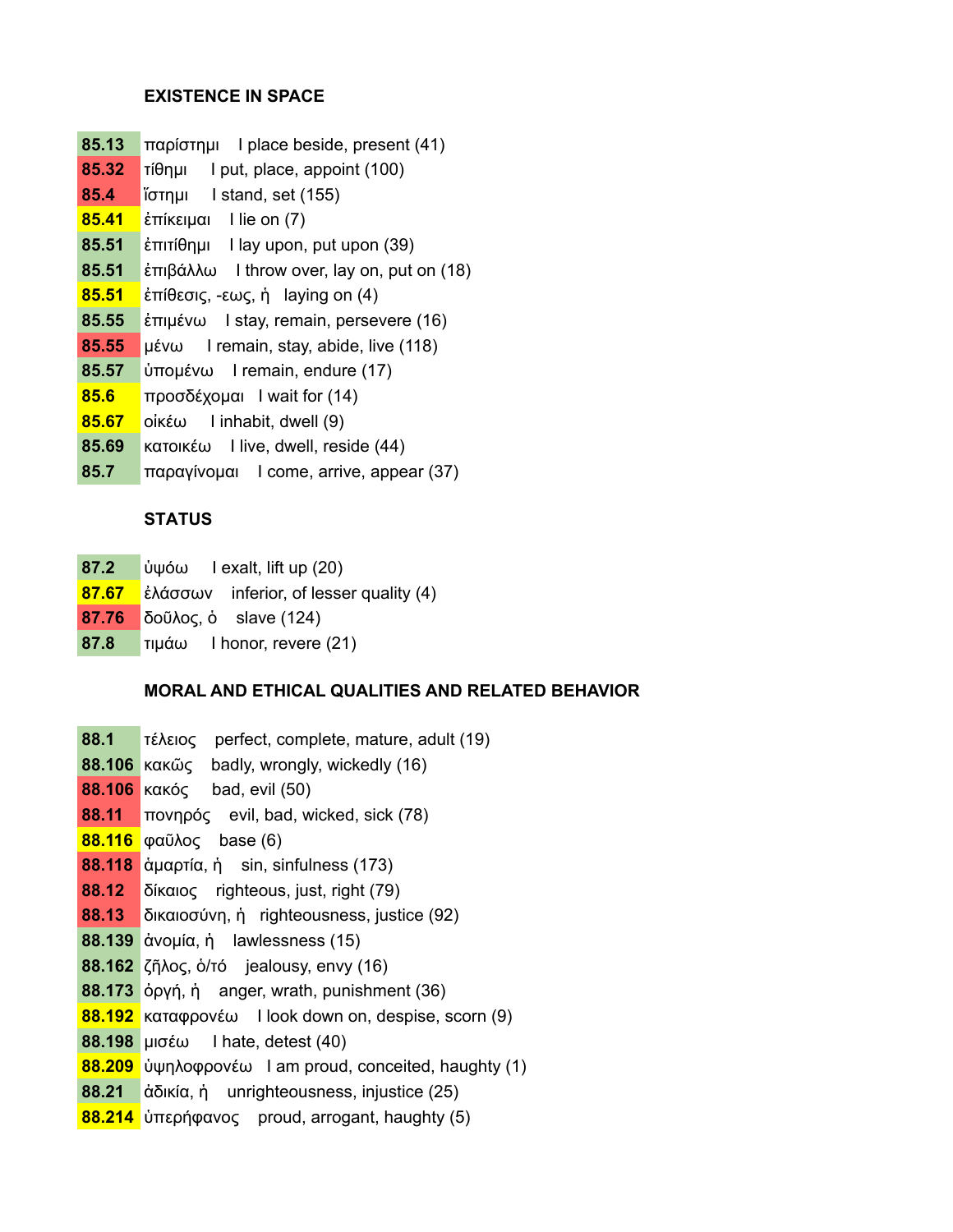**EXISTENCE IN SPACE**

| | |
|---|---|
| **85.13** | παρίστημι I place beside, present (41) |
| **85.32** | τίθημι I put, place, appoint (100) |
| **85.4** | ἵστημι I stand, set (155) |
| **85.41** | ἐπίκειμαι I lie on (7) |
| **85.51** | ἐπιτίθημι I lay upon, put upon (39) |
| **85.51** | ἐπιβάλλω I throw over, lay on, put on (18) |
| **85.51** | ἐπίθεσις, -εως, ἡ laying on (4) |
| **85.55** | ἐπιμένω I stay, remain, persevere (16) |
| **85.55** | μένω I remain, stay, abide, live (118) |
| **85.57** | ὑπομένω I remain, endure (17) |
| **85.6** | προσδέχομαι I wait for (14) |
| **85.67** | οἰκέω I inhabit, dwell (9) |
| **85.69** | κατοικέω I live, dwell, reside (44) |
| **85.7** | παραγίνομαι I come, arrive, appear (37) |

**STATUS**

| | |
|---|---|
| **87.2** | ὑψόω I exalt, lift up (20) |
| **87.67** | ἐλάσσων inferior, of lesser quality (4) |
| **87.76** | δοῦλος, ὁ slave (124) |
| **87.8** | τιμάω I honor, revere (21) |

**MORAL AND ETHICAL QUALITIES AND RELATED BEHAVIOR**

| | |
|---|---|
| **88.1** | τέλειος perfect, complete, mature, adult (19) |
| **88.106** | κακῶς badly, wrongly, wickedly (16) |
| **88.106** | κακός bad, evil (50) |
| **88.11** | πονηρός evil, bad, wicked, sick (78) |
| **88.116** | φαῦλος base (6) |
| **88.118** | ἁμαρτία, ἡ sin, sinfulness (173) |
| **88.12** | δίκαιος righteous, just, right (79) |
| **88.13** | δικαιοσύνη, ἡ righteousness, justice (92) |
| **88.139** | ἀνομία, ἡ lawlessness (15) |
| **88.162** | ζῆλος, ὁ/τό jealousy, envy (16) |
| **88.173** | ὀργή, ἡ anger, wrath, punishment (36) |
| **88.192** | καταφρονέω I look down on, despise, scorn (9) |
| **88.198** | μισέω I hate, detest (40) |
| **88.209** | ὑψηλοφρονέω I am proud, conceited, haughty (1) |
| **88.21** | ἀδικία, ἡ unrighteousness, injustice (25) |
| **88.214** | ὑπερήφανος proud, arrogant, haughty (5) |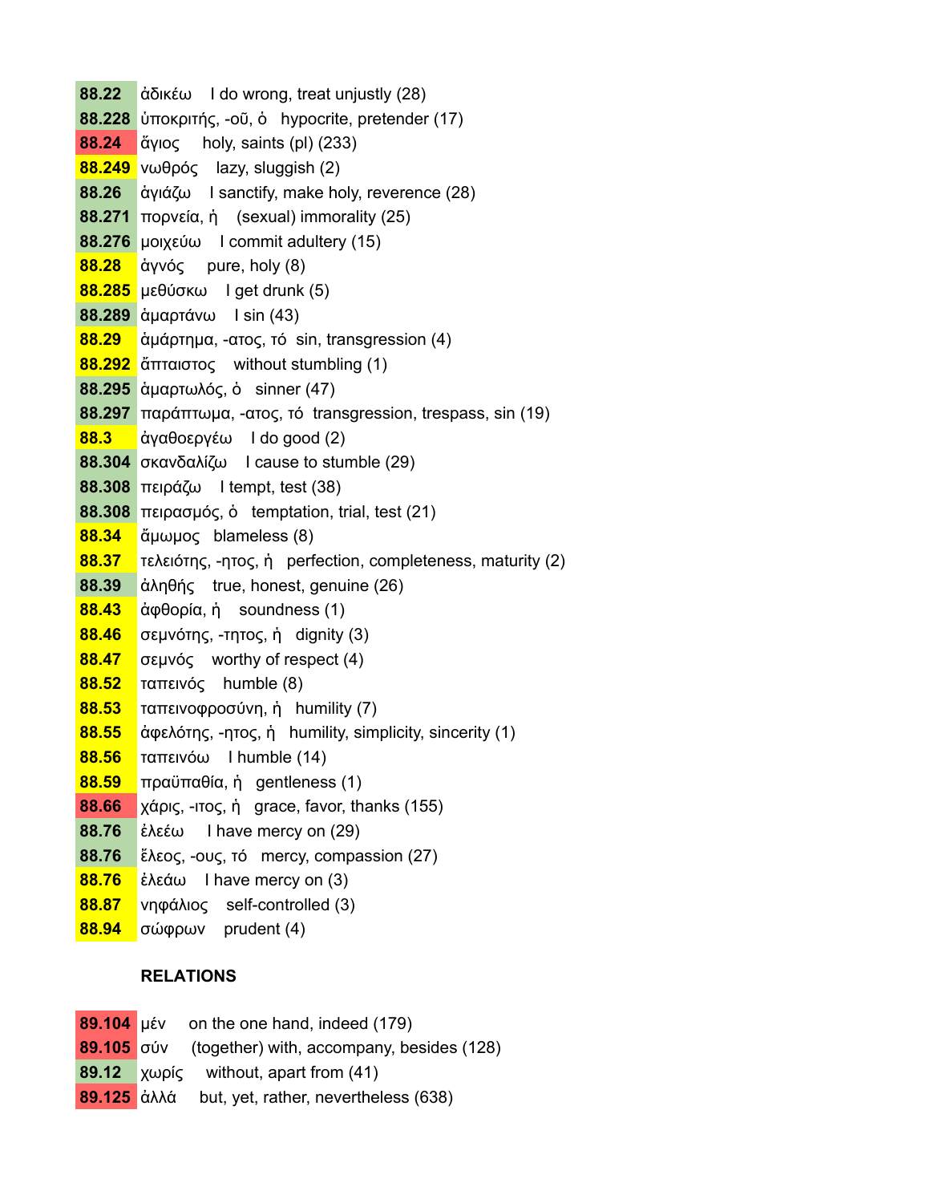| | |
|---|---|
| **88.22** | ἀδικέω I do wrong, treat unjustly (28) |
| **88.228** | ὑποκριτής, -οῦ, ὁ hypocrite, pretender (17) |
| **88.24** | ἅγιος holy, saints (pl) (233) |
| **88.249** | νωθρός lazy, sluggish (2) |
| **88.26** | ἁγιάζω I sanctify, make holy, reverence (28) |
| **88.271** | πορνεία, ἡ (sexual) immorality (25) |
| **88.276** | μοιχεύω I commit adultery (15) |
| **88.28** | ἁγνός pure, holy (8) |
| **88.285** | μεθύσκω I get drunk (5) |
| **88.289** | ἁμαρτάνω I sin (43) |
| **88.29** | ἁμάρτημα, -ατος, τό sin, transgression (4) |
| **88.292** | ἄπταιστος without stumbling (1) |
| **88.295** | ἁμαρτωλός, ὁ sinner (47) |
| **88.297** | παράπτωμα, -ατος, τό transgression, trespass, sin (19) |
| **88.3** | ἀγαθοεργέω I do good (2) |
| **88.304** | σκανδαλίζω I cause to stumble (29) |
| **88.308** | πειράζω I tempt, test (38) |
| **88.308** | πειρασμός, ὁ temptation, trial, test (21) |
| **88.34** | ἄμωμος blameless (8) |
| **88.37** | τελειότης, -ητος, ἡ perfection, completeness, maturity (2) |
| **88.39** | ἀληθής true, honest, genuine (26) |
| **88.43** | ἀφθορία, ἡ soundness (1) |
| **88.46** | σεμνότης, -τητος, ἡ dignity (3) |
| **88.47** | σεμνός worthy of respect (4) |
| **88.52** | ταπεινός humble (8) |
| **88.53** | ταπεινοφροσύνη, ἡ humility (7) |
| **88.55** | ἀφελότης, -ητος, ἡ humility, simplicity, sincerity (1) |
| **88.56** | ταπεινόω I humble (14) |
| **88.59** | πραϋπαθία, ἡ gentleness (1) |
| **88.66** | χάρις, -ιτος, ἡ grace, favor, thanks (155) |
| **88.76** | ἐλεέω I have mercy on (29) |
| **88.76** | ἔλεος, -ους, τό mercy, compassion (27) |
| **88.76** | ἐλεάω I have mercy on (3) |
| **88.87** | νηφάλιος self-controlled (3) |
| **88.94** | σώφρων prudent (4) |

**RELATIONS**

| | |
|---|---|
| **89.104** | μέν on the one hand, indeed (179) |
| **89.105** | σύν (together) with, accompany, besides (128) |
| **89.12** | χωρίς without, apart from (41) |
| **89.125** | ἀλλά but, yet, rather, nevertheless (638) |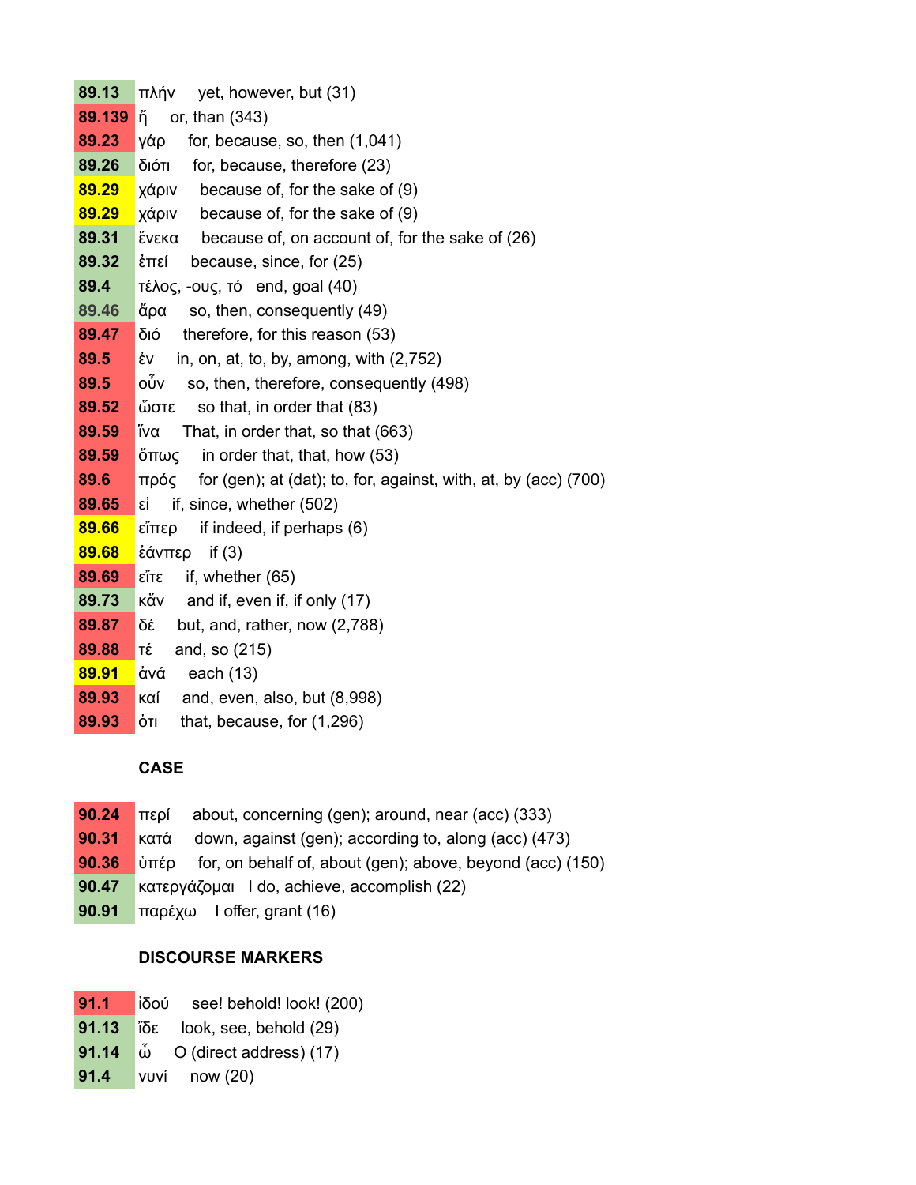| | | |
|---|---|---|
| **89.13** | πλήν | yet, however, but (31) |
| **89.139** | ἤ | or, than (343) |
| **89.23** | γάρ | for, because, so, then (1,041) |
| **89.26** | διότι | for, because, therefore (23) |
| **89.29** | χάριν | because of, for the sake of (9) |
| **89.29** | χάριν | because of, for the sake of (9) |
| **89.31** | ἕνεκα | because of, on account of, for the sake of (26) |
| **89.32** | ἐπεί | because, since, for (25) |
| **89.4** | τέλος, -ους, τό | end, goal (40) |
| **89.46** | ἄρα | so, then, consequently (49) |
| **89.47** | διό | therefore, for this reason (53) |
| **89.5** | ἐν | in, on, at, to, by, among, with (2,752) |
| **89.5** | οὖν | so, then, therefore, consequently (498) |
| **89.52** | ὥστε | so that, in order that (83) |
| **89.59** | ἵνα | That, in order that, so that (663) |
| **89.59** | ὅπως | in order that, that, how (53) |
| **89.6** | πρός | for (gen); at (dat); to, for, against, with, at, by (acc) (700) |
| **89.65** | εἰ | if, since, whether (502) |
| **89.66** | εἴπερ | if indeed, if perhaps (6) |
| **89.68** | ἐάνπερ | if (3) |
| **89.69** | εἴτε | if, whether (65) |
| **89.73** | κἄν | and if, even if, if only (17) |
| **89.87** | δέ | but, and, rather, now (2,788) |
| **89.88** | τέ | and, so (215) |
| **89.91** | ἀνά | each (13) |
| **89.93** | καί | and, even, also, but (8,998) |
| **89.93** | ὅτι | that, because, for (1,296) |

**CASE**

| | | |
|---|---|---|
| **90.24** | περί | about, concerning (gen); around, near (acc) (333) |
| **90.31** | κατά | down, against (gen); according to, along (acc) (473) |
| **90.36** | ὑπέρ | for, on behalf of, about (gen); above, beyond (acc) (150) |
| **90.47** | κατεργάζομαι | I do, achieve, accomplish (22) |
| **90.91** | παρέχω | I offer, grant (16) |

**DISCOURSE MARKERS**

| | | |
|---|---|---|
| **91.1** | ἰδού | see! behold! look! (200) |
| **91.13** | ἴδε | look, see, behold (29) |
| **91.14** | ὦ | O (direct address) (17) |
| **91.4** | νυνί | now (20) |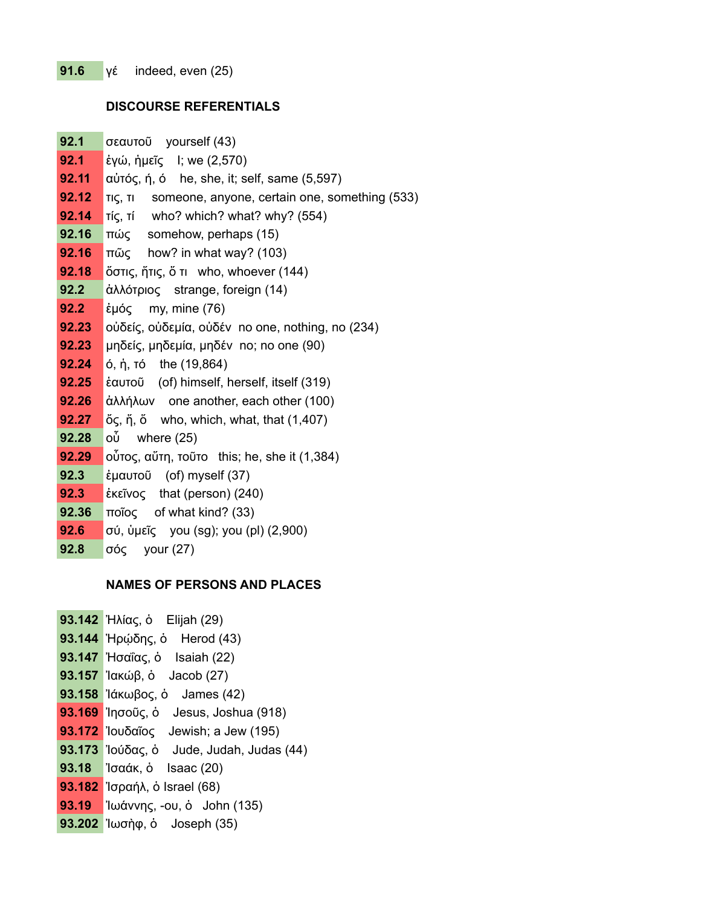**91.6** γέ indeed, even (25)

### DISCOURSE REFERENTIALS

**92.1** σεαυτοῦ yourself (43)
**92.1** ἐγώ, ἡμεῖς I; we (2,570)
**92.11** αὐτός, ή, ό he, she, it; self, same (5,597)
**92.12** τις, τι someone, anyone, certain one, something (533)
**92.14** τίς, τί who? which? what? why? (554)
**92.16** πώς somehow, perhaps (15)
**92.16** πῶς how? in what way? (103)
**92.18** ὅστις, ἥτις, ὅ τι who, whoever (144)
**92.2** ἀλλότριος strange, foreign (14)
**92.2** ἐμός my, mine (76)
**92.23** οὐδείς, οὐδεμία, οὐδέν no one, nothing, no (234)
**92.23** μηδείς, μηδεμία, μηδέν no; no one (90)
**92.24** ό, ἡ, τό the (19,864)
**92.25** ἑαυτοῦ (of) himself, herself, itself (319)
**92.26** ἀλλήλων one another, each other (100)
**92.27** ὅς, ἥ, ὅ who, which, what, that (1,407)
**92.28** οὗ where (25)
**92.29** οὗτος, αὕτη, τοῦτο this; he, she it (1,384)
**92.3** ἐμαυτοῦ (of) myself (37)
**92.3** ἐκεῖνος that (person) (240)
**92.36** ποῖος of what kind? (33)
**92.6** σύ, ὑμεῖς you (sg); you (pl) (2,900)
**92.8** σός your (27)

### NAMES OF PERSONS AND PLACES

**93.142** Ἠλίας, ὁ Elijah (29)
**93.144** Ἡρῴδης, ὁ Herod (43)
**93.147** Ἠσαΐας, ὁ Isaiah (22)
**93.157** Ἰακώβ, ὁ Jacob (27)
**93.158** Ἰάκωβος, ὁ James (42)
**93.169** Ἰησοῦς, ὁ Jesus, Joshua (918)
**93.172** Ἰουδαῖος Jewish; a Jew (195)
**93.173** Ἰούδας, ὁ Jude, Judah, Judas (44)
**93.18** Ἰσαάκ, ὁ Isaac (20)
**93.182** Ἰσραήλ, ὁ Israel (68)
**93.19** Ἰωάννης, -ου, ὁ John (135)
**93.202** Ἰωσὴφ, ὁ Joseph (35)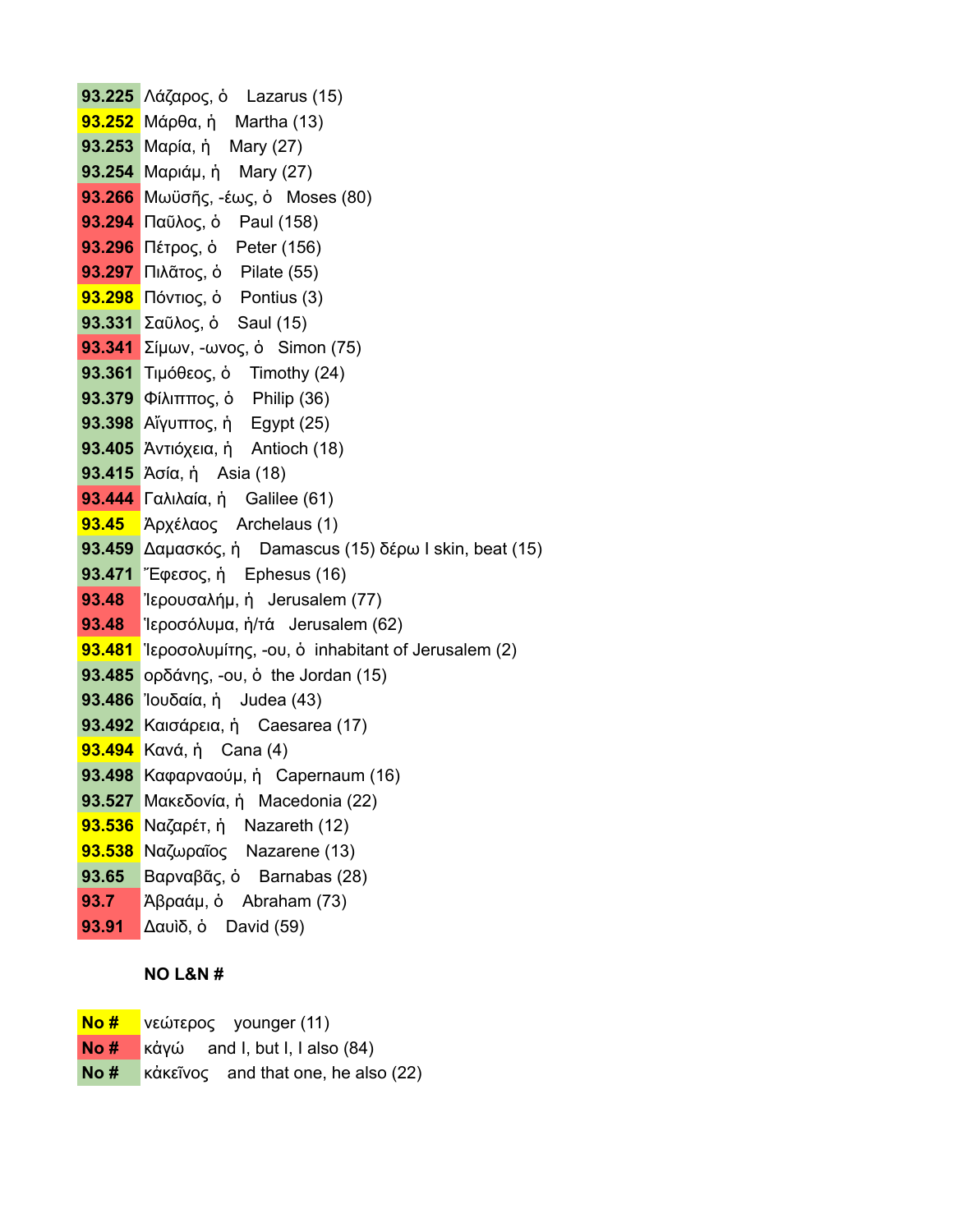| | |
|---|---|
| 93.225 | Λάζαρος, ὁ  Lazarus (15) |
| 93.252 | Μάρθα, ἡ  Martha (13) |
| 93.253 | Μαρία, ἡ  Mary (27) |
| 93.254 | Μαριάμ, ἡ  Mary (27) |
| 93.266 | Μωϋσῆς, -έως, ὁ  Moses (80) |
| 93.294 | Παῦλος, ὁ  Paul (158) |
| 93.296 | Πέτρος, ὁ  Peter (156) |
| 93.297 | Πιλᾶτος, ὁ  Pilate (55) |
| 93.298 | Πόντιος, ὁ  Pontius (3) |
| 93.331 | Σαῦλος, ὁ  Saul (15) |
| 93.341 | Σίμων, -ωνος, ὁ  Simon (75) |
| 93.361 | Τιμόθεος, ὁ  Timothy (24) |
| 93.379 | Φίλιππος, ὁ  Philip (36) |
| 93.398 | Αἴγυπτος, ἡ  Egypt (25) |
| 93.405 | Ἀντιόχεια, ἡ  Antioch (18) |
| 93.415 | Ἀσία, ἡ  Asia (18) |
| 93.444 | Γαλιλαία, ἡ  Galilee (61) |
| 93.45 | Ἀρχέλαος  Archelaus (1) |
| 93.459 | Δαμασκός, ἡ  Damascus (15) δέρω I skin, beat (15) |
| 93.471 | Ἔφεσος, ἡ  Ephesus (16) |
| 93.48 | Ἰερουσαλήμ, ἡ  Jerusalem (77) |
| 93.48 | Ἱεροσόλυμα, ἡ/τά  Jerusalem (62) |
| 93.481 | Ἱεροσολυμίτης, -ου, ὁ  inhabitant of Jerusalem (2) |
| 93.485 | ορδάνης, -ου, ὁ  the Jordan (15) |
| 93.486 | Ἰουδαία, ἡ  Judea (43) |
| 93.492 | Καισάρεια, ἡ  Caesarea (17) |
| 93.494 | Κανά, ἡ  Cana (4) |
| 93.498 | Καφαρναούμ, ἡ  Capernaum (16) |
| 93.527 | Μακεδονία, ἡ  Macedonia (22) |
| 93.536 | Ναζαρέτ, ἡ  Nazareth (12) |
| 93.538 | Ναζωραῖος  Nazarene (13) |
| 93.65 | Βαρναβᾶς, ὁ  Barnabas (28) |
| 93.7 | Ἀβραάμ, ὁ  Abraham (73) |
| 93.91 | Δαυὶδ, ὁ  David (59) |

**NO L&N #**

| | |
|---|---|
| No # | νεώτερος  younger (11) |
| No # | κἀγώ  and I, but I, I also (84) |
| No # | κἀκεῖνος  and that one, he also (22) |